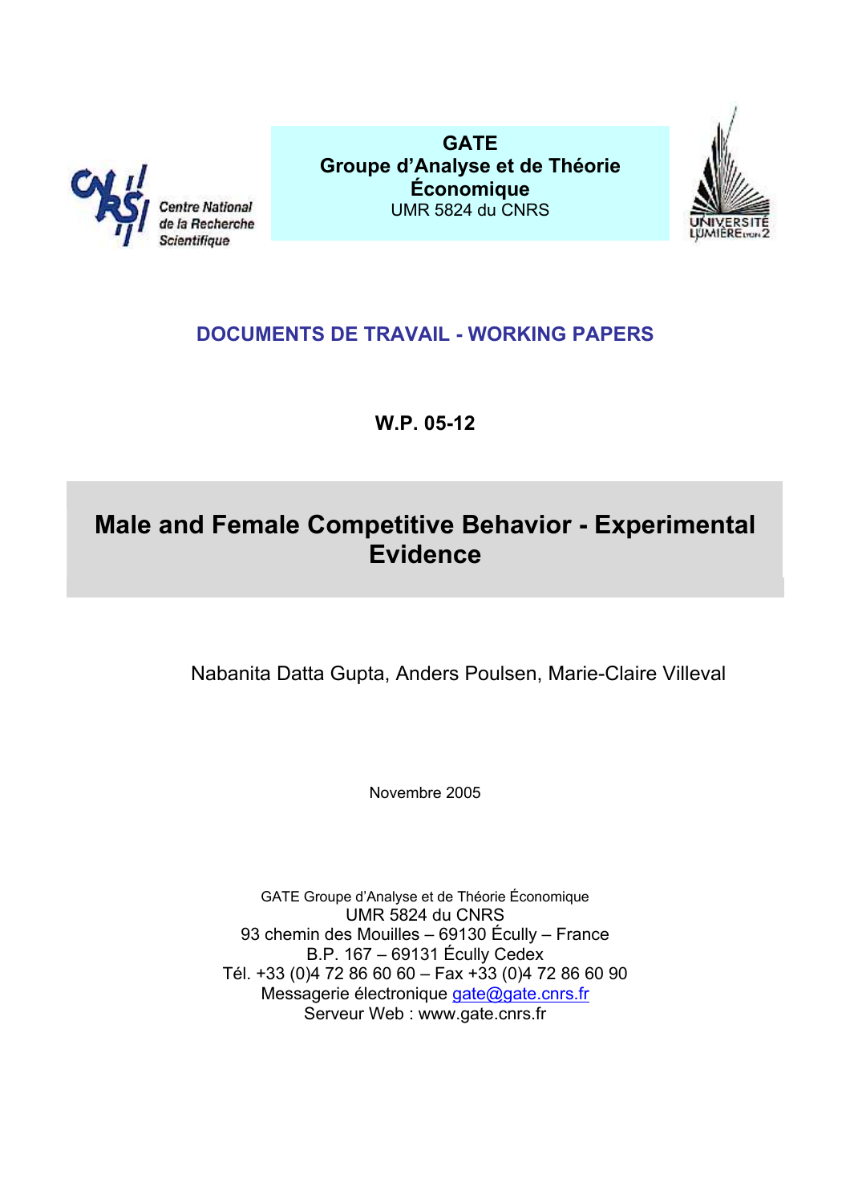Centre National de la Recherche Scientifique

**GATE**
**Groupe d'Analyse et de Théorie Économique**
UMR 5824 du CNRS

UNIVERSITÉ LUMIÈRE LYON 2

## DOCUMENTS DE TRAVAIL - WORKING PAPERS

**W.P. 05-12**

# Male and Female Competitive Behavior - Experimental Evidence

Nabanita Datta Gupta, Anders Poulsen, Marie-Claire Villeval

Novembre 2005

GATE Groupe d'Analyse et de Théorie Économique
UMR 5824 du CNRS
93 chemin des Mouilles – 69130 Écully – France
B.P. 167 – 69131 Écully Cedex
Tél. +33 (0)4 72 86 60 60 – Fax +33 (0)4 72 86 60 90
Messagerie électronique gate@gate.cnrs.fr
Serveur Web : www.gate.cnrs.fr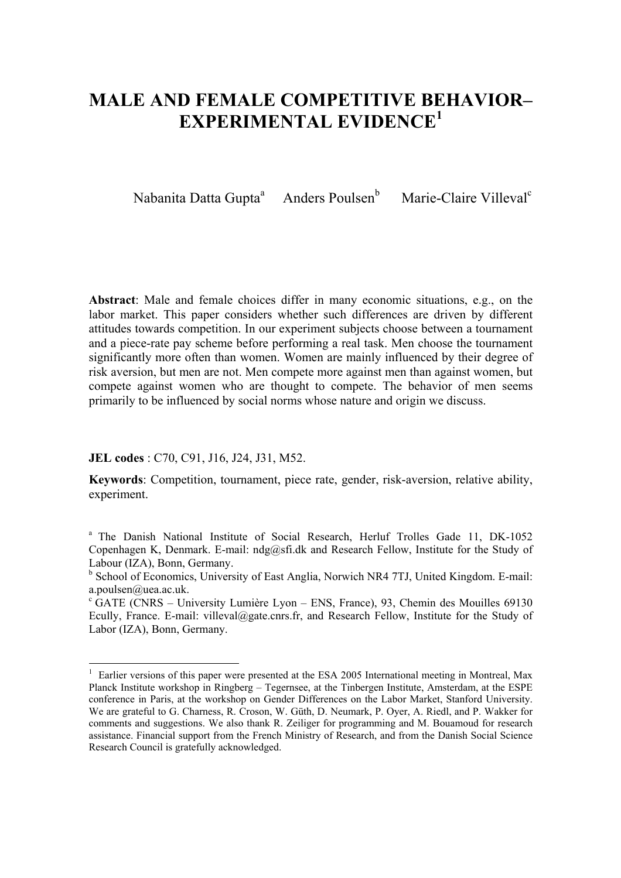# MALE AND FEMALE COMPETITIVE BEHAVIOR– EXPERIMENTAL EVIDENCE[1]

Nabanita Datta Gupta[a] Anders Poulsen[b] Marie-Claire Villeval[c]

**Abstract**: Male and female choices differ in many economic situations, e.g., on the labor market. This paper considers whether such differences are driven by different attitudes towards competition. In our experiment subjects choose between a tournament and a piece-rate pay scheme before performing a real task. Men choose the tournament significantly more often than women. Women are mainly influenced by their degree of risk aversion, but men are not. Men compete more against men than against women, but compete against women who are thought to compete. The behavior of men seems primarily to be influenced by social norms whose nature and origin we discuss.

**JEL codes** : C70, C91, J16, J24, J31, M52.

**Keywords**: Competition, tournament, piece rate, gender, risk-aversion, relative ability, experiment.

[a] The Danish National Institute of Social Research, Herluf Trolles Gade 11, DK-1052 Copenhagen K, Denmark. E-mail: ndg@sfi.dk and Research Fellow, Institute for the Study of Labour (IZA), Bonn, Germany.

[b] School of Economics, University of East Anglia, Norwich NR4 7TJ, United Kingdom. E-mail: a.poulsen@uea.ac.uk.

[c] GATE (CNRS – University Lumière Lyon – ENS, France), 93, Chemin des Mouilles 69130 Ecully, France. E-mail: villeval@gate.cnrs.fr, and Research Fellow, Institute for the Study of Labor (IZA), Bonn, Germany.

[1] Earlier versions of this paper were presented at the ESA 2005 International meeting in Montreal, Max Planck Institute workshop in Ringberg – Tegernsee, at the Tinbergen Institute, Amsterdam, at the ESPE conference in Paris, at the workshop on Gender Differences on the Labor Market, Stanford University. We are grateful to G. Charness, R. Croson, W. Güth, D. Neumark, P. Oyer, A. Riedl, and P. Wakker for comments and suggestions. We also thank R. Zeiliger for programming and M. Bouamoud for research assistance. Financial support from the French Ministry of Research, and from the Danish Social Science Research Council is gratefully acknowledged.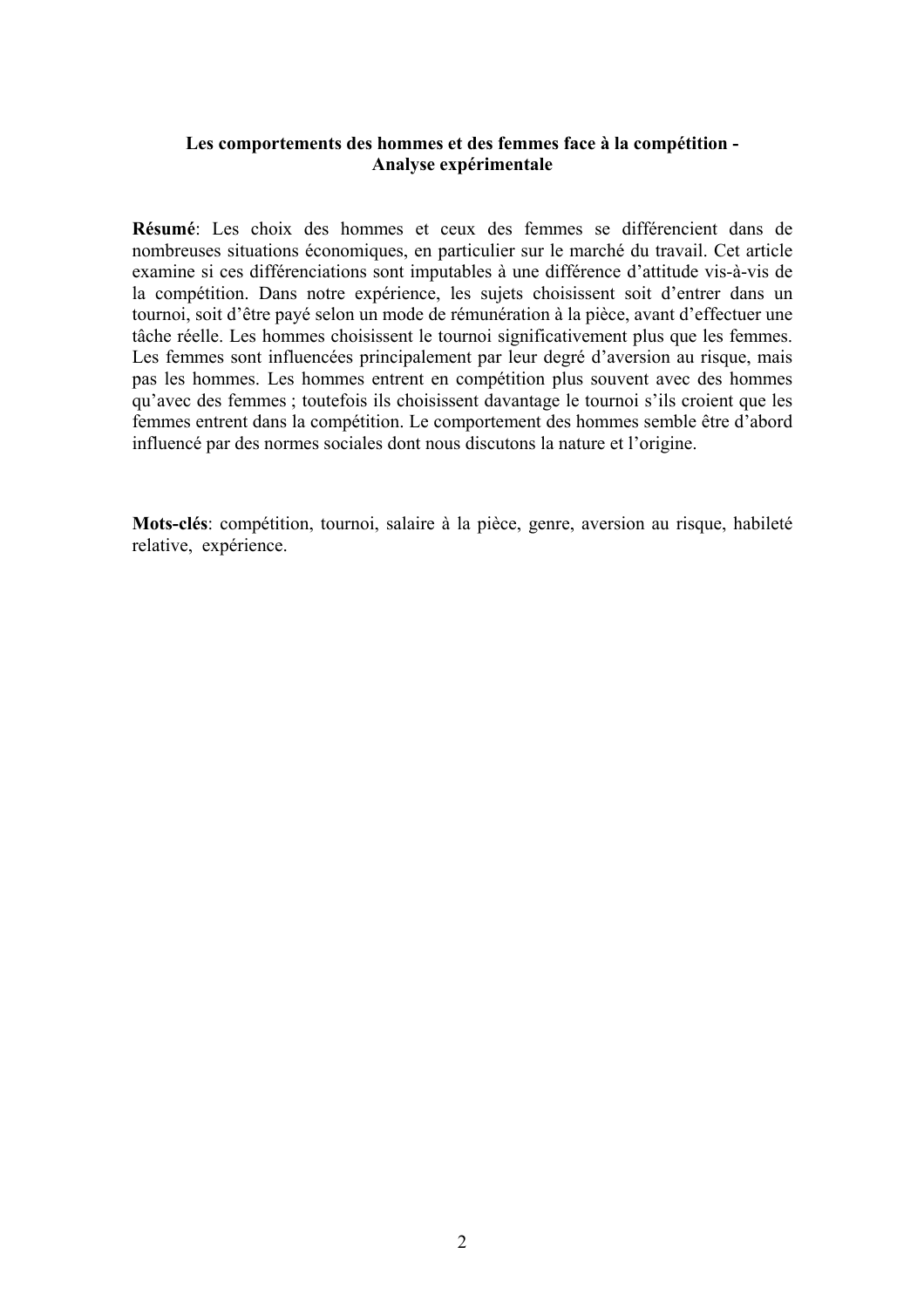**Les comportements des hommes et des femmes face à la compétition - Analyse expérimentale**

**Résumé**: Les choix des hommes et ceux des femmes se différencient dans de nombreuses situations économiques, en particulier sur le marché du travail. Cet article examine si ces différenciations sont imputables à une différence d'attitude vis-à-vis de la compétition. Dans notre expérience, les sujets choisissent soit d'entrer dans un tournoi, soit d'être payé selon un mode de rémunération à la pièce, avant d'effectuer une tâche réelle. Les hommes choisissent le tournoi significativement plus que les femmes. Les femmes sont influencées principalement par leur degré d'aversion au risque, mais pas les hommes. Les hommes entrent en compétition plus souvent avec des hommes qu'avec des femmes ; toutefois ils choisissent davantage le tournoi s'ils croient que les femmes entrent dans la compétition. Le comportement des hommes semble être d'abord influencé par des normes sociales dont nous discutons la nature et l'origine.

**Mots-clés**: compétition, tournoi, salaire à la pièce, genre, aversion au risque, habileté relative, expérience.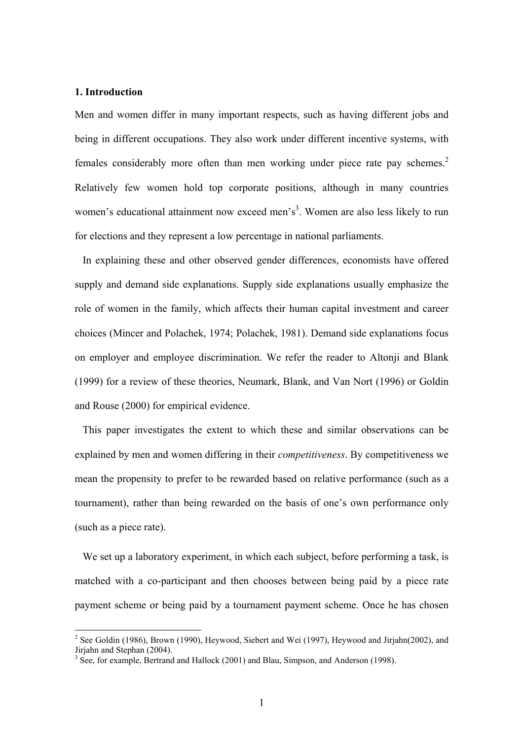## 1. Introduction

Men and women differ in many important respects, such as having different jobs and being in different occupations. They also work under different incentive systems, with females considerably more often than men working under piece rate pay schemes.[2] Relatively few women hold top corporate positions, although in many countries women's educational attainment now exceed men's[3]. Women are also less likely to run for elections and they represent a low percentage in national parliaments.

In explaining these and other observed gender differences, economists have offered supply and demand side explanations. Supply side explanations usually emphasize the role of women in the family, which affects their human capital investment and career choices (Mincer and Polachek, 1974; Polachek, 1981). Demand side explanations focus on employer and employee discrimination. We refer the reader to Altonji and Blank (1999) for a review of these theories, Neumark, Blank, and Van Nort (1996) or Goldin and Rouse (2000) for empirical evidence.

This paper investigates the extent to which these and similar observations can be explained by men and women differing in their *competitiveness*. By competitiveness we mean the propensity to prefer to be rewarded based on relative performance (such as a tournament), rather than being rewarded on the basis of one's own performance only (such as a piece rate).

We set up a laboratory experiment, in which each subject, before performing a task, is matched with a co-participant and then chooses between being paid by a piece rate payment scheme or being paid by a tournament payment scheme. Once he has chosen

[2] See Goldin (1986), Brown (1990), Heywood, Siebert and Wei (1997), Heywood and Jirjahn(2002), and Jirjahn and Stephan (2004).

[3] See, for example, Bertrand and Hallock (2001) and Blau, Simpson, and Anderson (1998).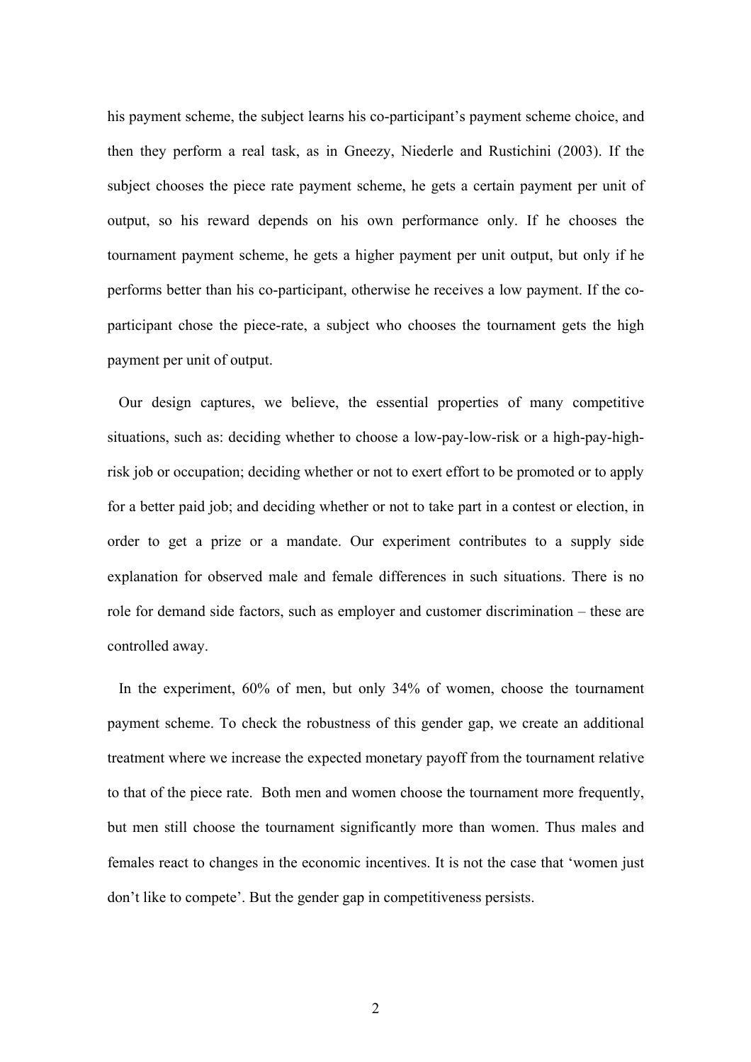his payment scheme, the subject learns his co-participant's payment scheme choice, and then they perform a real task, as in Gneezy, Niederle and Rustichini (2003). If the subject chooses the piece rate payment scheme, he gets a certain payment per unit of output, so his reward depends on his own performance only. If he chooses the tournament payment scheme, he gets a higher payment per unit output, but only if he performs better than his co-participant, otherwise he receives a low payment. If the co-participant chose the piece-rate, a subject who chooses the tournament gets the high payment per unit of output.

Our design captures, we believe, the essential properties of many competitive situations, such as: deciding whether to choose a low-pay-low-risk or a high-pay-high-risk job or occupation; deciding whether or not to exert effort to be promoted or to apply for a better paid job; and deciding whether or not to take part in a contest or election, in order to get a prize or a mandate. Our experiment contributes to a supply side explanation for observed male and female differences in such situations. There is no role for demand side factors, such as employer and customer discrimination – these are controlled away.

In the experiment, 60% of men, but only 34% of women, choose the tournament payment scheme. To check the robustness of this gender gap, we create an additional treatment where we increase the expected monetary payoff from the tournament relative to that of the piece rate. Both men and women choose the tournament more frequently, but men still choose the tournament significantly more than women. Thus males and females react to changes in the economic incentives. It is not the case that 'women just don't like to compete'. But the gender gap in competitiveness persists.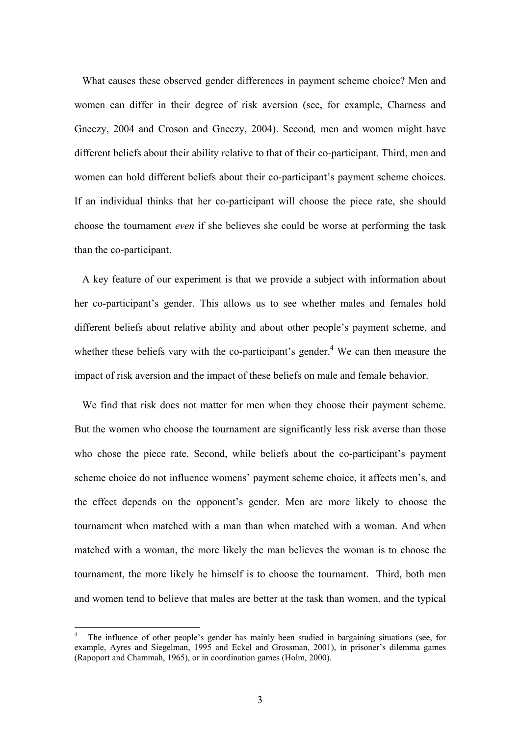What causes these observed gender differences in payment scheme choice? Men and women can differ in their degree of risk aversion (see, for example, Charness and Gneezy, 2004 and Croson and Gneezy, 2004). Second*,* men and women might have different beliefs about their ability relative to that of their co-participant. Third, men and women can hold different beliefs about their co-participant's payment scheme choices. If an individual thinks that her co-participant will choose the piece rate, she should choose the tournament *even* if she believes she could be worse at performing the task than the co-participant.

A key feature of our experiment is that we provide a subject with information about her co-participant's gender. This allows us to see whether males and females hold different beliefs about relative ability and about other people's payment scheme, and whether these beliefs vary with the co-participant's gender.[4] We can then measure the impact of risk aversion and the impact of these beliefs on male and female behavior.

We find that risk does not matter for men when they choose their payment scheme. But the women who choose the tournament are significantly less risk averse than those who chose the piece rate. Second, while beliefs about the co-participant's payment scheme choice do not influence womens' payment scheme choice, it affects men's, and the effect depends on the opponent's gender. Men are more likely to choose the tournament when matched with a man than when matched with a woman. And when matched with a woman, the more likely the man believes the woman is to choose the tournament, the more likely he himself is to choose the tournament. Third, both men and women tend to believe that males are better at the task than women, and the typical

---

[4] The influence of other people's gender has mainly been studied in bargaining situations (see, for example, Ayres and Siegelman, 1995 and Eckel and Grossman, 2001), in prisoner's dilemma games (Rapoport and Chammah, 1965), or in coordination games (Holm, 2000).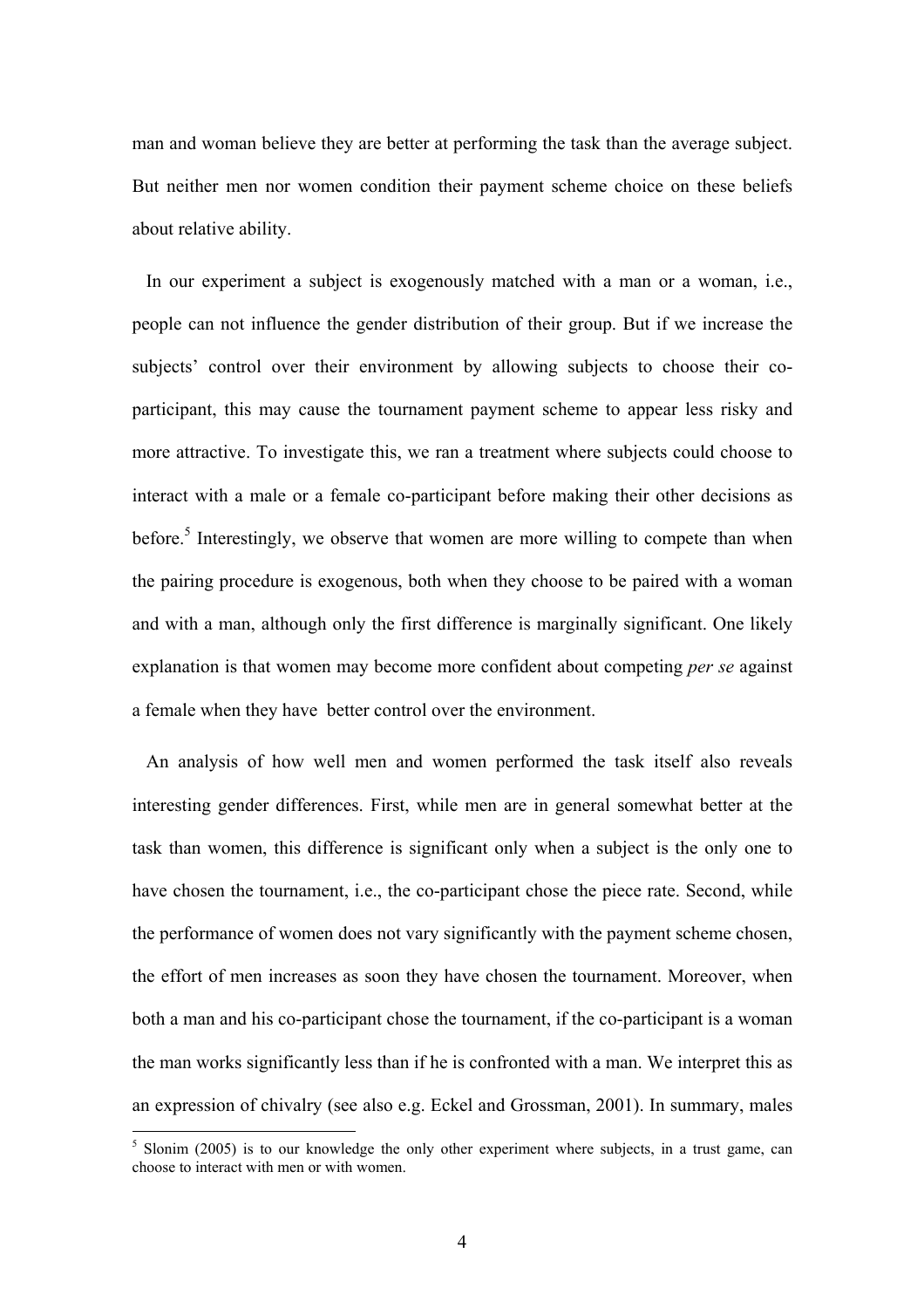man and woman believe they are better at performing the task than the average subject. But neither men nor women condition their payment scheme choice on these beliefs about relative ability.

In our experiment a subject is exogenously matched with a man or a woman, i.e., people can not influence the gender distribution of their group. But if we increase the subjects' control over their environment by allowing subjects to choose their co-participant, this may cause the tournament payment scheme to appear less risky and more attractive. To investigate this, we ran a treatment where subjects could choose to interact with a male or a female co-participant before making their other decisions as before.[5] Interestingly, we observe that women are more willing to compete than when the pairing procedure is exogenous, both when they choose to be paired with a woman and with a man, although only the first difference is marginally significant. One likely explanation is that women may become more confident about competing *per se* against a female when they have better control over the environment.

An analysis of how well men and women performed the task itself also reveals interesting gender differences. First, while men are in general somewhat better at the task than women, this difference is significant only when a subject is the only one to have chosen the tournament, i.e., the co-participant chose the piece rate. Second, while the performance of women does not vary significantly with the payment scheme chosen, the effort of men increases as soon they have chosen the tournament. Moreover, when both a man and his co-participant chose the tournament, if the co-participant is a woman the man works significantly less than if he is confronted with a man. We interpret this as an expression of chivalry (see also e.g. Eckel and Grossman, 2001). In summary, males

[5] Slonim (2005) is to our knowledge the only other experiment where subjects, in a trust game, can choose to interact with men or with women.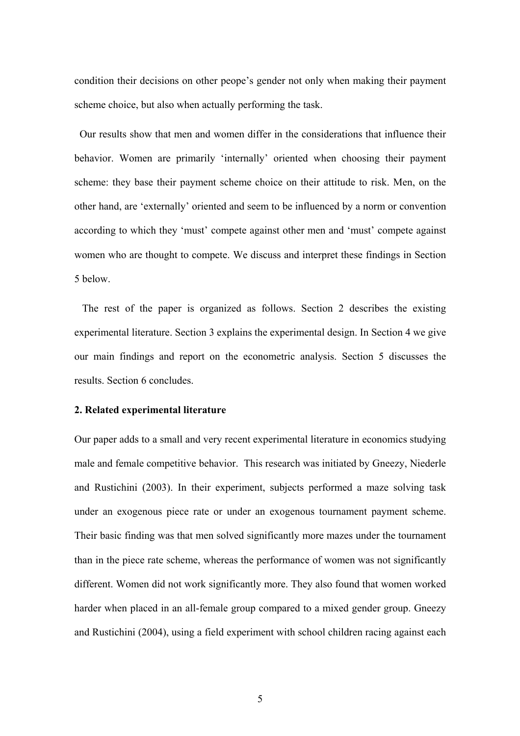condition their decisions on other peope's gender not only when making their payment scheme choice, but also when actually performing the task.

Our results show that men and women differ in the considerations that influence their behavior. Women are primarily 'internally' oriented when choosing their payment scheme: they base their payment scheme choice on their attitude to risk. Men, on the other hand, are 'externally' oriented and seem to be influenced by a norm or convention according to which they 'must' compete against other men and 'must' compete against women who are thought to compete. We discuss and interpret these findings in Section 5 below.

The rest of the paper is organized as follows. Section 2 describes the existing experimental literature. Section 3 explains the experimental design. In Section 4 we give our main findings and report on the econometric analysis. Section 5 discusses the results. Section 6 concludes.

## 2. Related experimental literature

Our paper adds to a small and very recent experimental literature in economics studying male and female competitive behavior. This research was initiated by Gneezy, Niederle and Rustichini (2003). In their experiment, subjects performed a maze solving task under an exogenous piece rate or under an exogenous tournament payment scheme. Their basic finding was that men solved significantly more mazes under the tournament than in the piece rate scheme, whereas the performance of women was not significantly different. Women did not work significantly more. They also found that women worked harder when placed in an all-female group compared to a mixed gender group. Gneezy and Rustichini (2004), using a field experiment with school children racing against each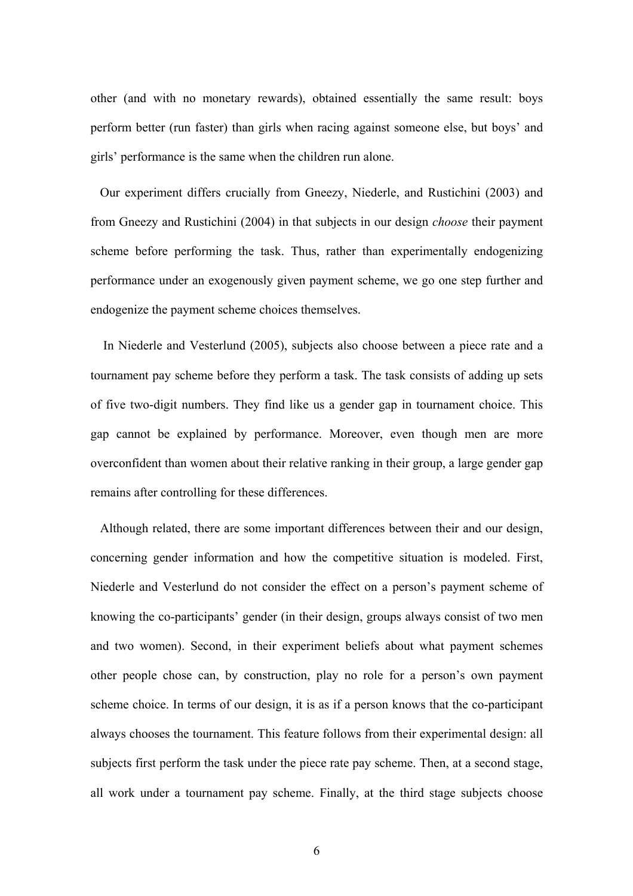other (and with no monetary rewards), obtained essentially the same result: boys perform better (run faster) than girls when racing against someone else, but boys' and girls' performance is the same when the children run alone.

Our experiment differs crucially from Gneezy, Niederle, and Rustichini (2003) and from Gneezy and Rustichini (2004) in that subjects in our design *choose* their payment scheme before performing the task. Thus, rather than experimentally endogenizing performance under an exogenously given payment scheme, we go one step further and endogenize the payment scheme choices themselves.

In Niederle and Vesterlund (2005), subjects also choose between a piece rate and a tournament pay scheme before they perform a task. The task consists of adding up sets of five two-digit numbers. They find like us a gender gap in tournament choice. This gap cannot be explained by performance. Moreover, even though men are more overconfident than women about their relative ranking in their group, a large gender gap remains after controlling for these differences.

Although related, there are some important differences between their and our design, concerning gender information and how the competitive situation is modeled. First, Niederle and Vesterlund do not consider the effect on a person's payment scheme of knowing the co-participants' gender (in their design, groups always consist of two men and two women). Second, in their experiment beliefs about what payment schemes other people chose can, by construction, play no role for a person's own payment scheme choice. In terms of our design, it is as if a person knows that the co-participant always chooses the tournament. This feature follows from their experimental design: all subjects first perform the task under the piece rate pay scheme. Then, at a second stage, all work under a tournament pay scheme. Finally, at the third stage subjects choose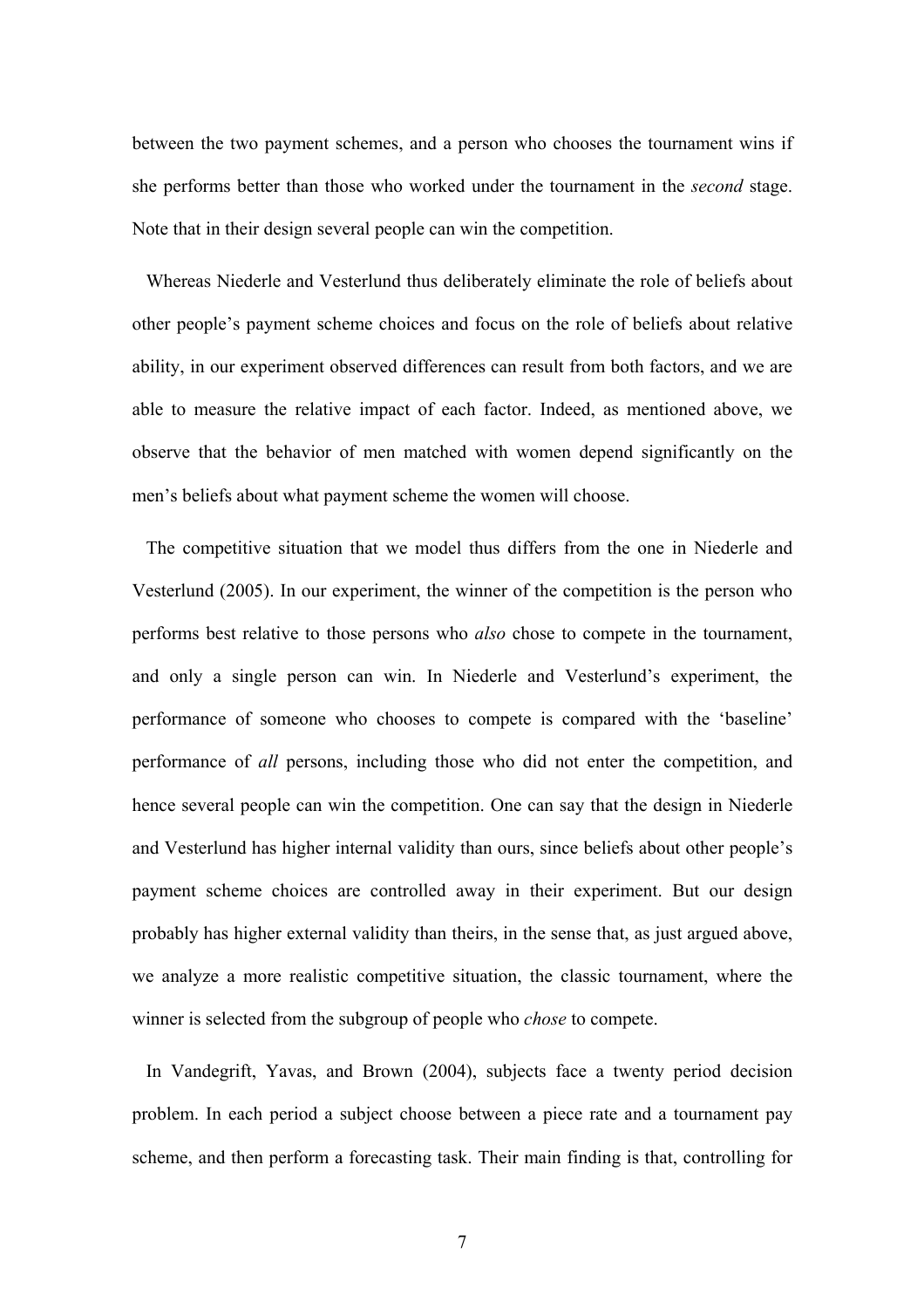between the two payment schemes, and a person who chooses the tournament wins if she performs better than those who worked under the tournament in the *second* stage. Note that in their design several people can win the competition.

Whereas Niederle and Vesterlund thus deliberately eliminate the role of beliefs about other people's payment scheme choices and focus on the role of beliefs about relative ability, in our experiment observed differences can result from both factors, and we are able to measure the relative impact of each factor. Indeed, as mentioned above, we observe that the behavior of men matched with women depend significantly on the men's beliefs about what payment scheme the women will choose.

The competitive situation that we model thus differs from the one in Niederle and Vesterlund (2005). In our experiment, the winner of the competition is the person who performs best relative to those persons who *also* chose to compete in the tournament, and only a single person can win. In Niederle and Vesterlund's experiment, the performance of someone who chooses to compete is compared with the 'baseline' performance of *all* persons, including those who did not enter the competition, and hence several people can win the competition. One can say that the design in Niederle and Vesterlund has higher internal validity than ours, since beliefs about other people's payment scheme choices are controlled away in their experiment. But our design probably has higher external validity than theirs, in the sense that, as just argued above, we analyze a more realistic competitive situation, the classic tournament, where the winner is selected from the subgroup of people who *chose* to compete.

In Vandegrift, Yavas, and Brown (2004), subjects face a twenty period decision problem. In each period a subject choose between a piece rate and a tournament pay scheme, and then perform a forecasting task. Their main finding is that, controlling for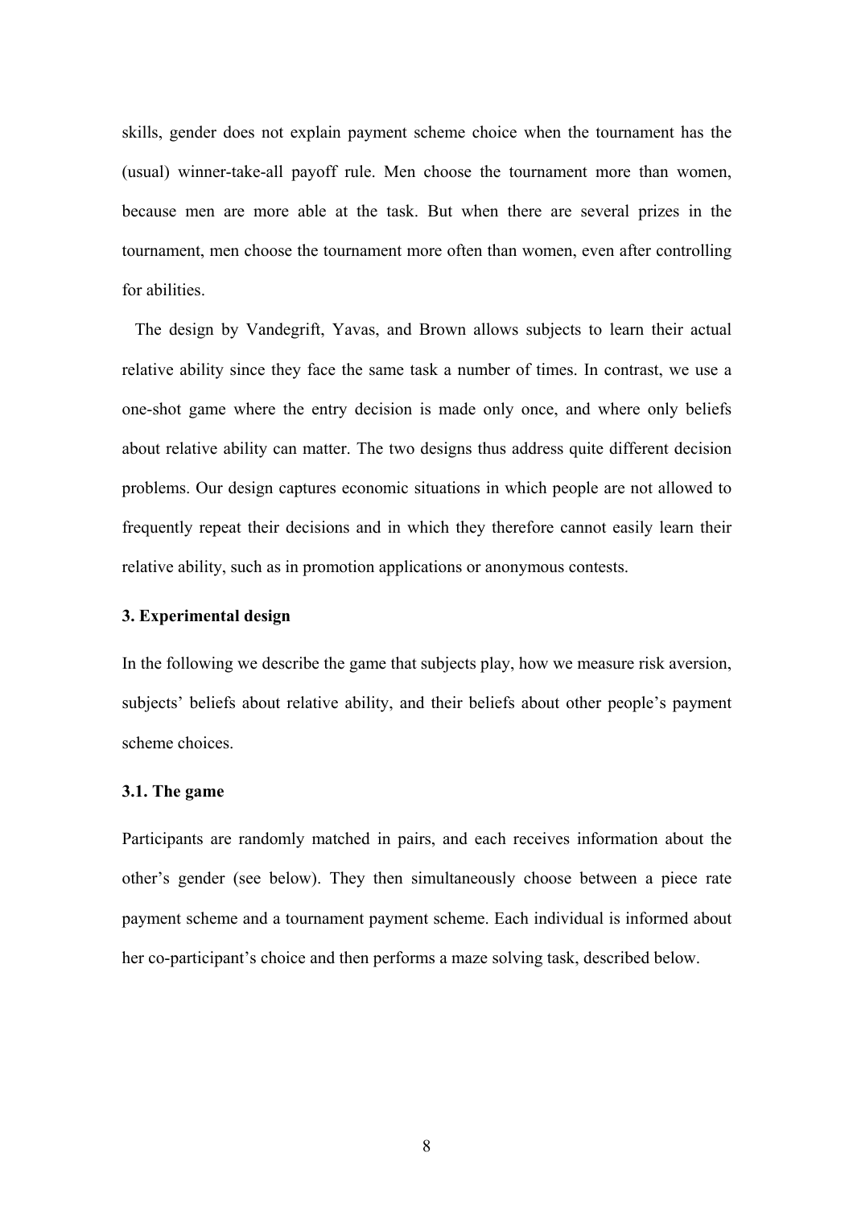skills, gender does not explain payment scheme choice when the tournament has the (usual) winner-take-all payoff rule. Men choose the tournament more than women, because men are more able at the task. But when there are several prizes in the tournament, men choose the tournament more often than women, even after controlling for abilities.

The design by Vandegrift, Yavas, and Brown allows subjects to learn their actual relative ability since they face the same task a number of times. In contrast, we use a one-shot game where the entry decision is made only once, and where only beliefs about relative ability can matter. The two designs thus address quite different decision problems. Our design captures economic situations in which people are not allowed to frequently repeat their decisions and in which they therefore cannot easily learn their relative ability, such as in promotion applications or anonymous contests.

### 3. Experimental design

In the following we describe the game that subjects play, how we measure risk aversion, subjects' beliefs about relative ability, and their beliefs about other people's payment scheme choices.

#### 3.1. The game

Participants are randomly matched in pairs, and each receives information about the other's gender (see below). They then simultaneously choose between a piece rate payment scheme and a tournament payment scheme. Each individual is informed about her co-participant's choice and then performs a maze solving task, described below.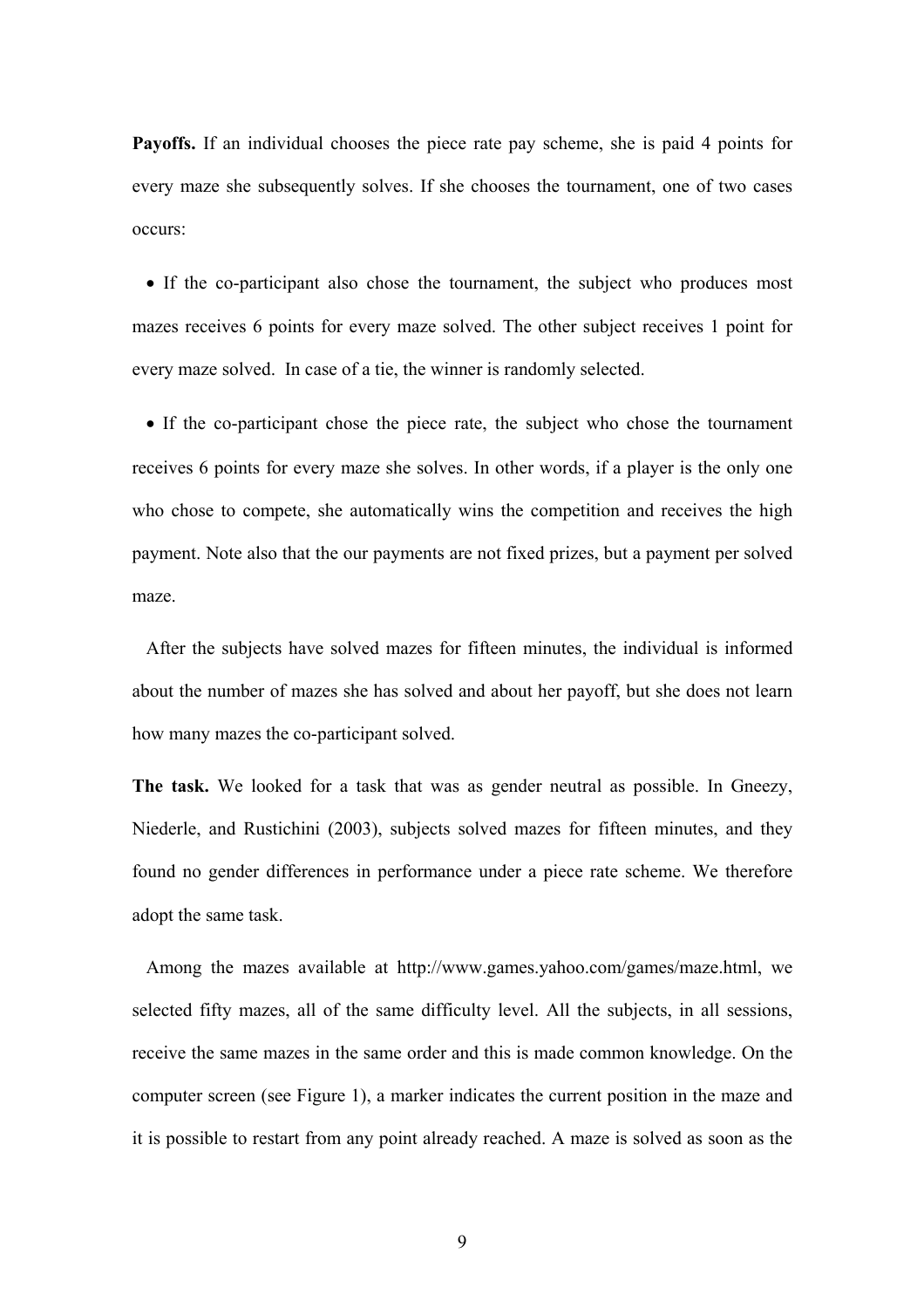**Payoffs.** If an individual chooses the piece rate pay scheme, she is paid 4 points for every maze she subsequently solves. If she chooses the tournament, one of two cases occurs:

- If the co-participant also chose the tournament, the subject who produces most mazes receives 6 points for every maze solved. The other subject receives 1 point for every maze solved. In case of a tie, the winner is randomly selected.

- If the co-participant chose the piece rate, the subject who chose the tournament receives 6 points for every maze she solves. In other words, if a player is the only one who chose to compete, she automatically wins the competition and receives the high payment. Note also that the our payments are not fixed prizes, but a payment per solved maze.

After the subjects have solved mazes for fifteen minutes, the individual is informed about the number of mazes she has solved and about her payoff, but she does not learn how many mazes the co-participant solved.

**The task.** We looked for a task that was as gender neutral as possible. In Gneezy, Niederle, and Rustichini (2003), subjects solved mazes for fifteen minutes, and they found no gender differences in performance under a piece rate scheme. We therefore adopt the same task.

Among the mazes available at http://www.games.yahoo.com/games/maze.html, we selected fifty mazes, all of the same difficulty level. All the subjects, in all sessions, receive the same mazes in the same order and this is made common knowledge. On the computer screen (see Figure 1), a marker indicates the current position in the maze and it is possible to restart from any point already reached. A maze is solved as soon as the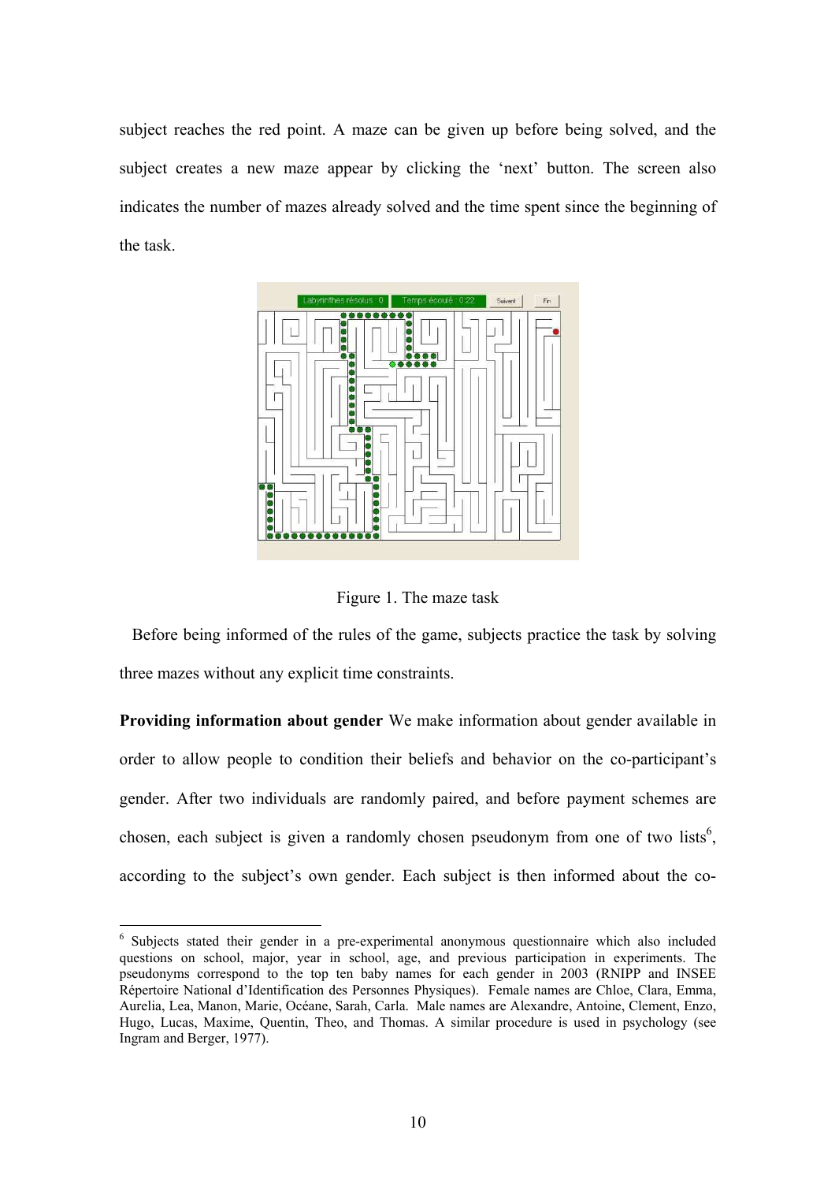subject reaches the red point. A maze can be given up before being solved, and the subject creates a new maze appear by clicking the 'next' button. The screen also indicates the number of mazes already solved and the time spent since the beginning of the task.

Figure 1. The maze task

Before being informed of the rules of the game, subjects practice the task by solving three mazes without any explicit time constraints.

**Providing information about gender** We make information about gender available in order to allow people to condition their beliefs and behavior on the co-participant's gender. After two individuals are randomly paired, and before payment schemes are chosen, each subject is given a randomly chosen pseudonym from one of two lists[6], according to the subject's own gender. Each subject is then informed about the co-

[6] Subjects stated their gender in a pre-experimental anonymous questionnaire which also included questions on school, major, year in school, age, and previous participation in experiments. The pseudonyms correspond to the top ten baby names for each gender in 2003 (RNIPP and INSEE Répertoire National d'Identification des Personnes Physiques). Female names are Chloe, Clara, Emma, Aurelia, Lea, Manon, Marie, Océane, Sarah, Carla. Male names are Alexandre, Antoine, Clement, Enzo, Hugo, Lucas, Maxime, Quentin, Theo, and Thomas. A similar procedure is used in psychology (see Ingram and Berger, 1977).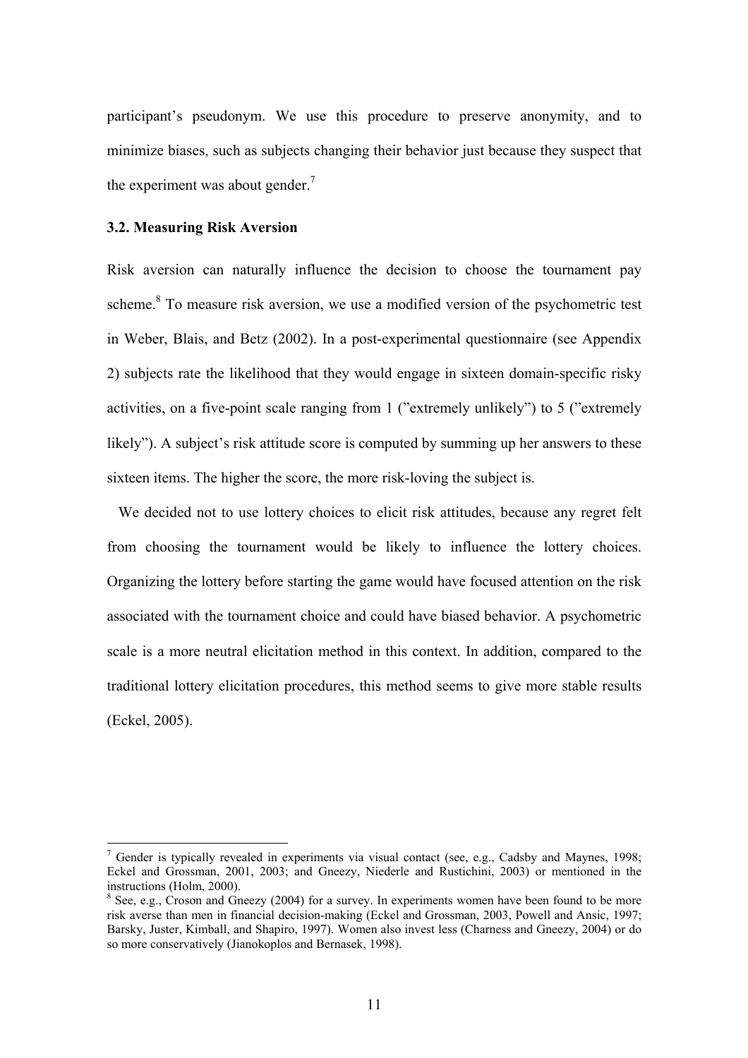participant's pseudonym. We use this procedure to preserve anonymity, and to minimize biases, such as subjects changing their behavior just because they suspect that the experiment was about gender.[7]

### 3.2. Measuring Risk Aversion

Risk aversion can naturally influence the decision to choose the tournament pay scheme.[8] To measure risk aversion, we use a modified version of the psychometric test in Weber, Blais, and Betz (2002). In a post-experimental questionnaire (see Appendix 2) subjects rate the likelihood that they would engage in sixteen domain-specific risky activities, on a five-point scale ranging from 1 ("extremely unlikely") to 5 ("extremely likely"). A subject's risk attitude score is computed by summing up her answers to these sixteen items. The higher the score, the more risk-loving the subject is.

We decided not to use lottery choices to elicit risk attitudes, because any regret felt from choosing the tournament would be likely to influence the lottery choices. Organizing the lottery before starting the game would have focused attention on the risk associated with the tournament choice and could have biased behavior. A psychometric scale is a more neutral elicitation method in this context. In addition, compared to the traditional lottery elicitation procedures, this method seems to give more stable results (Eckel, 2005).

---

[7] Gender is typically revealed in experiments via visual contact (see, e.g., Cadsby and Maynes, 1998; Eckel and Grossman, 2001, 2003; and Gneezy, Niederle and Rustichini, 2003) or mentioned in the instructions (Holm, 2000).

[8] See, e.g., Croson and Gneezy (2004) for a survey. In experiments women have been found to be more risk averse than men in financial decision-making (Eckel and Grossman, 2003, Powell and Ansic, 1997; Barsky, Juster, Kimball, and Shapiro, 1997). Women also invest less (Charness and Gneezy, 2004) or do so more conservatively (Jianokoplos and Bernasek, 1998).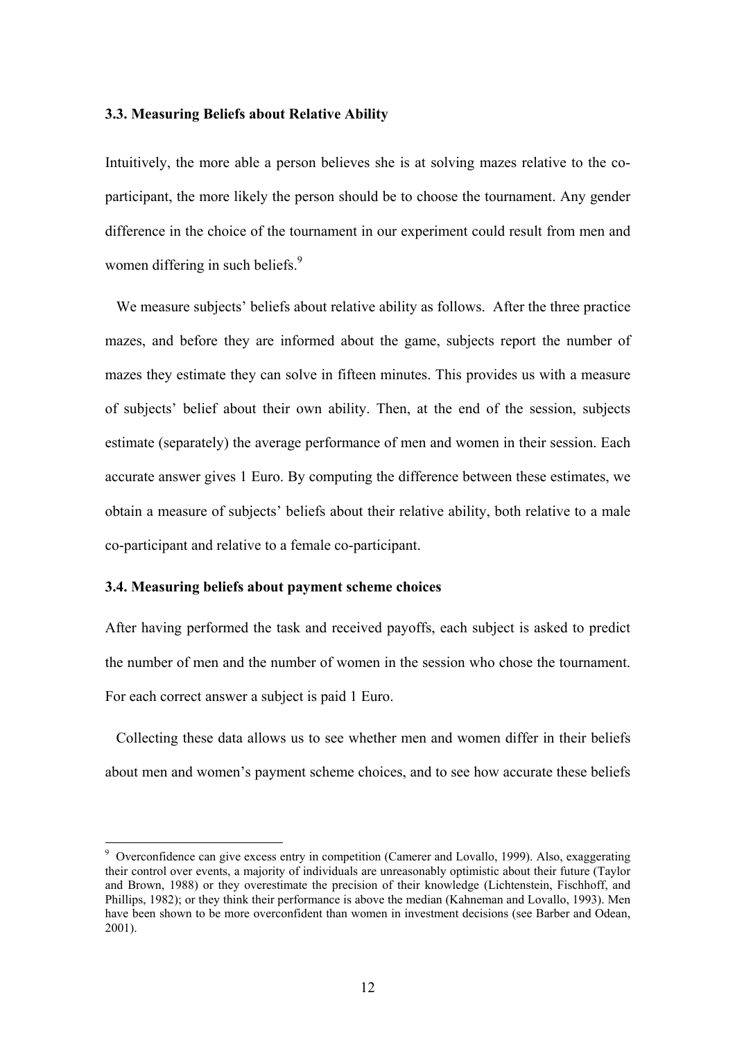### 3.3. Measuring Beliefs about Relative Ability

Intuitively, the more able a person believes she is at solving mazes relative to the co-participant, the more likely the person should be to choose the tournament. Any gender difference in the choice of the tournament in our experiment could result from men and women differing in such beliefs.[9]

We measure subjects' beliefs about relative ability as follows. After the three practice mazes, and before they are informed about the game, subjects report the number of mazes they estimate they can solve in fifteen minutes. This provides us with a measure of subjects' belief about their own ability. Then, at the end of the session, subjects estimate (separately) the average performance of men and women in their session. Each accurate answer gives 1 Euro. By computing the difference between these estimates, we obtain a measure of subjects' beliefs about their relative ability, both relative to a male co-participant and relative to a female co-participant.

### 3.4. Measuring beliefs about payment scheme choices

After having performed the task and received payoffs, each subject is asked to predict the number of men and the number of women in the session who chose the tournament. For each correct answer a subject is paid 1 Euro.

Collecting these data allows us to see whether men and women differ in their beliefs about men and women's payment scheme choices, and to see how accurate these beliefs

---

[9] Overconfidence can give excess entry in competition (Camerer and Lovallo, 1999). Also, exaggerating their control over events, a majority of individuals are unreasonably optimistic about their future (Taylor and Brown, 1988) or they overestimate the precision of their knowledge (Lichtenstein, Fischhoff, and Phillips, 1982); or they think their performance is above the median (Kahneman and Lovallo, 1993). Men have been shown to be more overconfident than women in investment decisions (see Barber and Odean, 2001).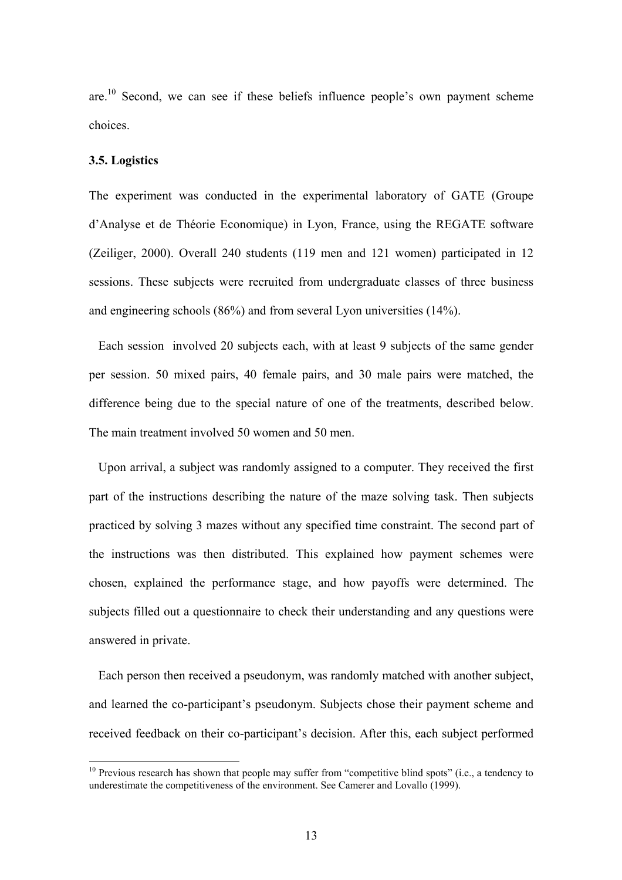are.[10] Second, we can see if these beliefs influence people's own payment scheme choices.

**3.5. Logistics**

The experiment was conducted in the experimental laboratory of GATE (Groupe d'Analyse et de Théorie Economique) in Lyon, France, using the REGATE software (Zeiliger, 2000). Overall 240 students (119 men and 121 women) participated in 12 sessions. These subjects were recruited from undergraduate classes of three business and engineering schools (86%) and from several Lyon universities (14%).

Each session involved 20 subjects each, with at least 9 subjects of the same gender per session. 50 mixed pairs, 40 female pairs, and 30 male pairs were matched, the difference being due to the special nature of one of the treatments, described below. The main treatment involved 50 women and 50 men.

Upon arrival, a subject was randomly assigned to a computer. They received the first part of the instructions describing the nature of the maze solving task. Then subjects practiced by solving 3 mazes without any specified time constraint. The second part of the instructions was then distributed. This explained how payment schemes were chosen, explained the performance stage, and how payoffs were determined. The subjects filled out a questionnaire to check their understanding and any questions were answered in private.

Each person then received a pseudonym, was randomly matched with another subject, and learned the co-participant's pseudonym. Subjects chose their payment scheme and received feedback on their co-participant's decision. After this, each subject performed

[10] Previous research has shown that people may suffer from "competitive blind spots" (i.e., a tendency to underestimate the competitiveness of the environment. See Camerer and Lovallo (1999).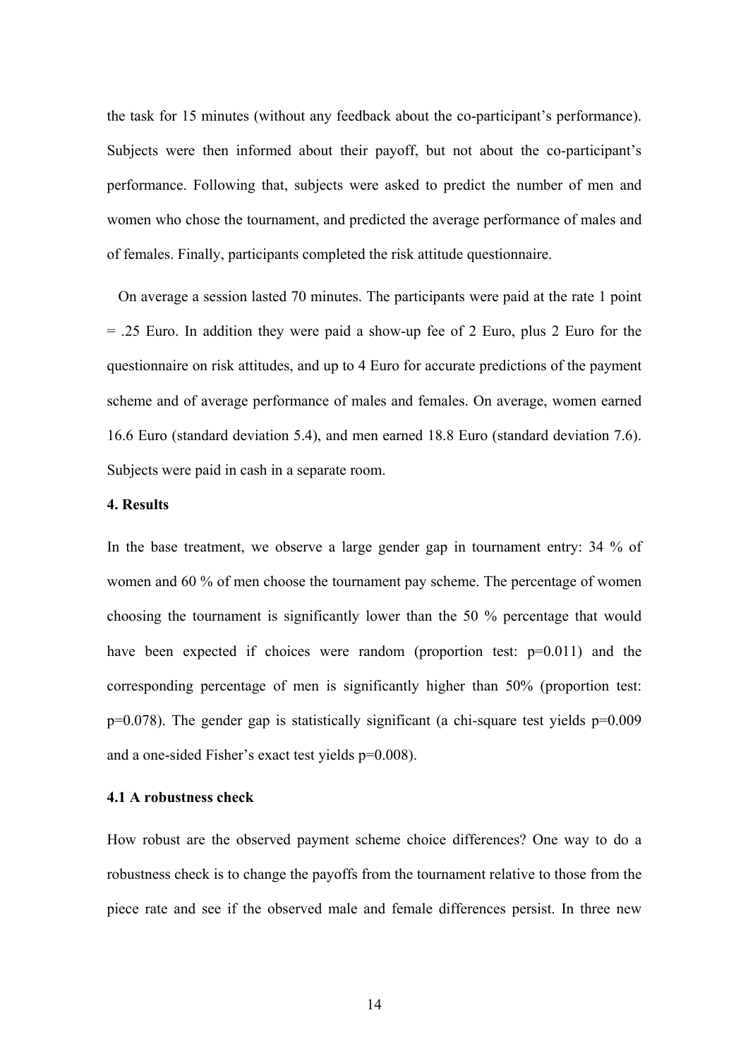the task for 15 minutes (without any feedback about the co-participant's performance). Subjects were then informed about their payoff, but not about the co-participant's performance. Following that, subjects were asked to predict the number of men and women who chose the tournament, and predicted the average performance of males and of females. Finally, participants completed the risk attitude questionnaire.

On average a session lasted 70 minutes. The participants were paid at the rate 1 point = .25 Euro. In addition they were paid a show-up fee of 2 Euro, plus 2 Euro for the questionnaire on risk attitudes, and up to 4 Euro for accurate predictions of the payment scheme and of average performance of males and females. On average, women earned 16.6 Euro (standard deviation 5.4), and men earned 18.8 Euro (standard deviation 7.6). Subjects were paid in cash in a separate room.

### 4. Results

In the base treatment, we observe a large gender gap in tournament entry: 34 % of women and 60 % of men choose the tournament pay scheme. The percentage of women choosing the tournament is significantly lower than the 50 % percentage that would have been expected if choices were random (proportion test: $p=0.011$) and the corresponding percentage of men is significantly higher than 50% (proportion test: $p=0.078$). The gender gap is statistically significant (a chi-square test yields $p=0.009$ and a one-sided Fisher's exact test yields $p=0.008$).

### 4.1 A robustness check

How robust are the observed payment scheme choice differences? One way to do a robustness check is to change the payoffs from the tournament relative to those from the piece rate and see if the observed male and female differences persist. In three new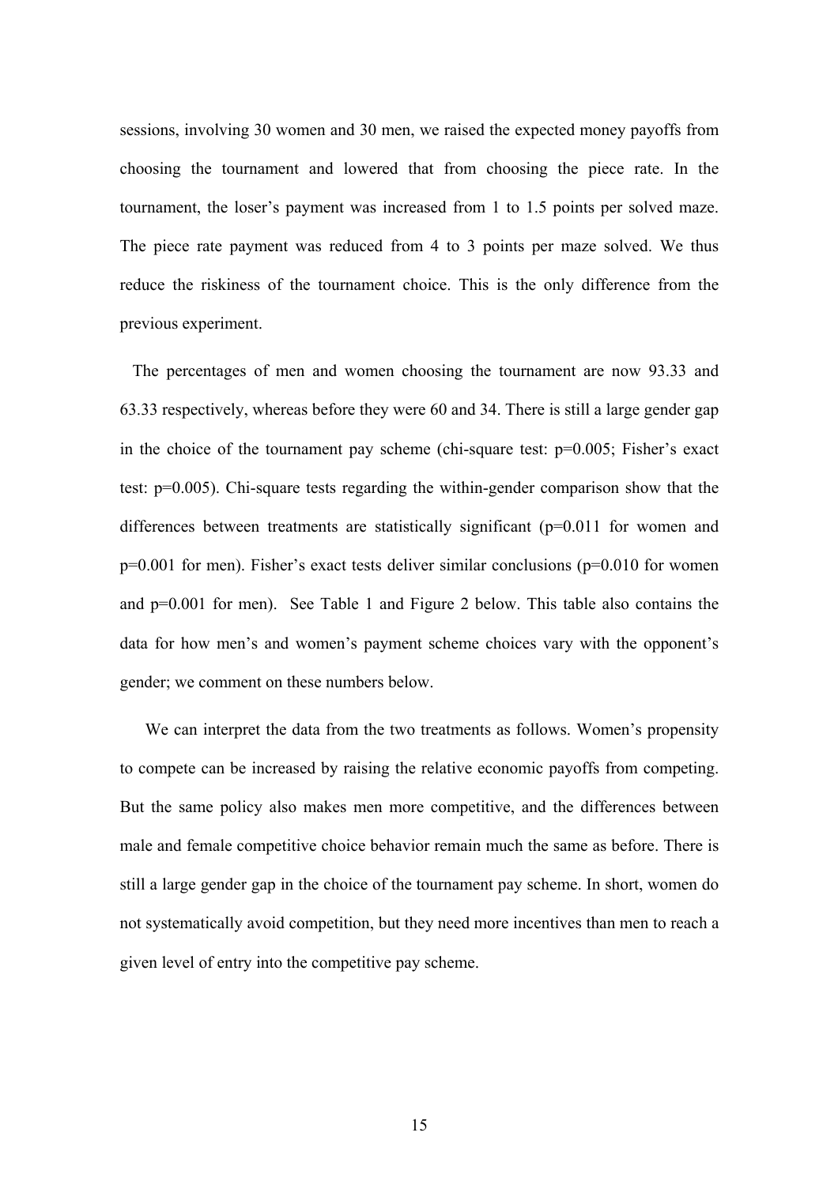sessions, involving 30 women and 30 men, we raised the expected money payoffs from choosing the tournament and lowered that from choosing the piece rate. In the tournament, the loser's payment was increased from 1 to 1.5 points per solved maze. The piece rate payment was reduced from 4 to 3 points per maze solved. We thus reduce the riskiness of the tournament choice. This is the only difference from the previous experiment.

The percentages of men and women choosing the tournament are now 93.33 and 63.33 respectively, whereas before they were 60 and 34. There is still a large gender gap in the choice of the tournament pay scheme (chi-square test: p=0.005; Fisher's exact test: p=0.005). Chi-square tests regarding the within-gender comparison show that the differences between treatments are statistically significant (p=0.011 for women and p=0.001 for men). Fisher's exact tests deliver similar conclusions (p=0.010 for women and p=0.001 for men). See Table 1 and Figure 2 below. This table also contains the data for how men's and women's payment scheme choices vary with the opponent's gender; we comment on these numbers below.

We can interpret the data from the two treatments as follows. Women's propensity to compete can be increased by raising the relative economic payoffs from competing. But the same policy also makes men more competitive, and the differences between male and female competitive choice behavior remain much the same as before. There is still a large gender gap in the choice of the tournament pay scheme. In short, women do not systematically avoid competition, but they need more incentives than men to reach a given level of entry into the competitive pay scheme.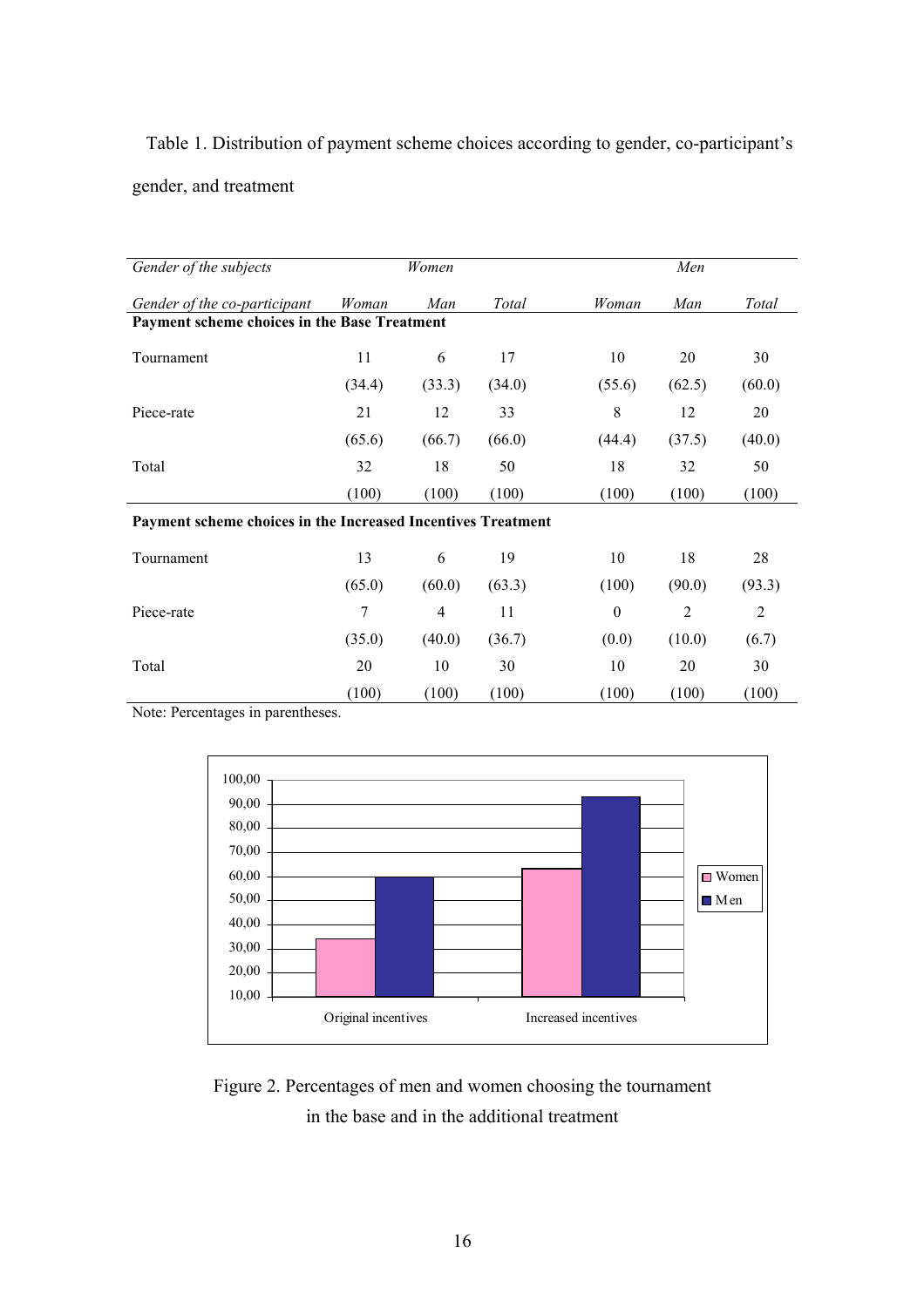Table 1. Distribution of payment scheme choices according to gender, co-participant's gender, and treatment

| *Gender of the subjects* | *Women* | | | *Men* | | |
|---|---|---|---|---|---|---|
| *Gender of the co-participant* | *Woman* | *Man* | *Total* | *Woman* | *Man* | *Total* |
| **Payment scheme choices in the Base Treatment** | | | | | | |
| Tournament | 11 | 6 | 17 | 10 | 20 | 30 |
| | (34.4) | (33.3) | (34.0) | (55.6) | (62.5) | (60.0) |
| Piece-rate | 21 | 12 | 33 | 8 | 12 | 20 |
| | (65.6) | (66.7) | (66.0) | (44.4) | (37.5) | (40.0) |
| Total | 32 | 18 | 50 | 18 | 32 | 50 |
| | (100) | (100) | (100) | (100) | (100) | (100) |
| **Payment scheme choices in the Increased Incentives Treatment** | | | | | | |
| Tournament | 13 | 6 | 19 | 10 | 18 | 28 |
| | (65.0) | (60.0) | (63.3) | (100) | (90.0) | (93.3) |
| Piece-rate | 7 | 4 | 11 | 0 | 2 | 2 |
| | (35.0) | (40.0) | (36.7) | (0.0) | (10.0) | (6.7) |
| Total | 20 | 10 | 30 | 10 | 20 | 30 |
| | (100) | (100) | (100) | (100) | (100) | (100) |

Note: Percentages in parentheses.

Figure 2. Percentages of men and women choosing the tournament in the base and in the additional treatment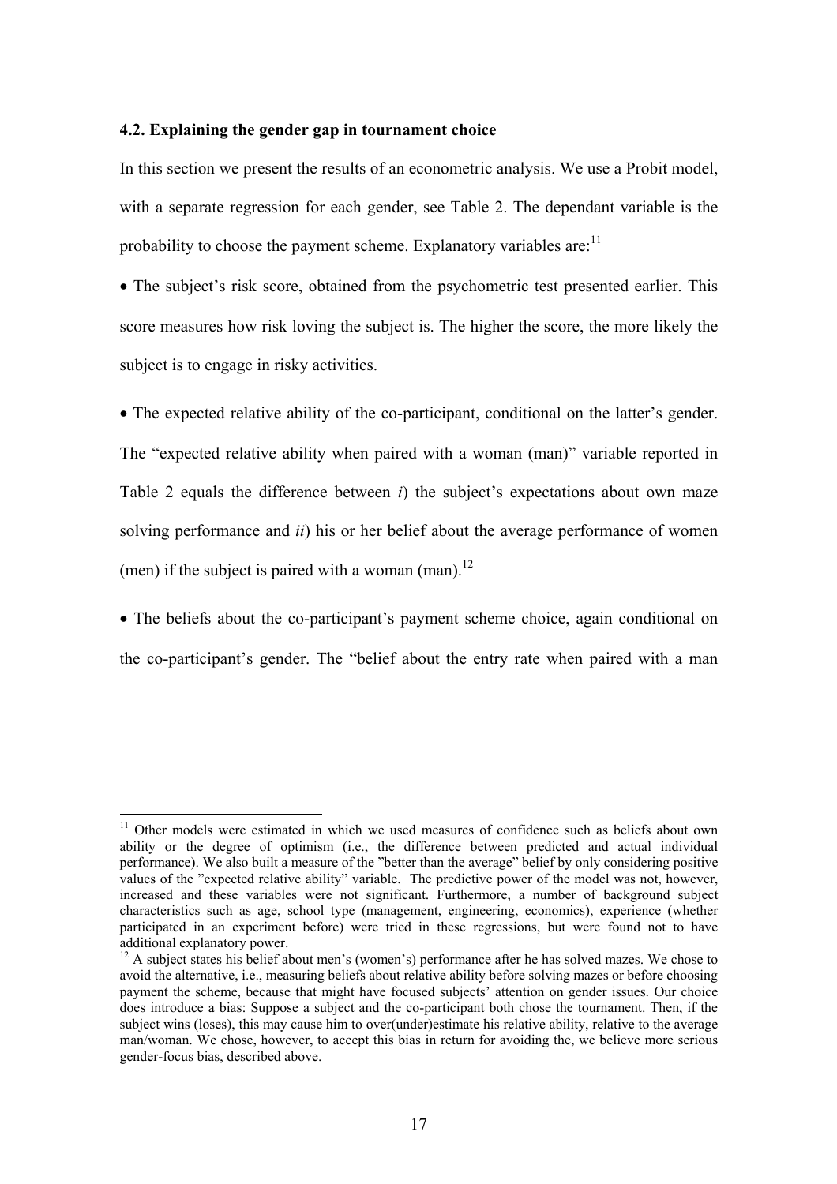### 4.2. Explaining the gender gap in tournament choice

In this section we present the results of an econometric analysis. We use a Probit model, with a separate regression for each gender, see Table 2. The dependant variable is the probability to choose the payment scheme. Explanatory variables are:[11]

- The subject's risk score, obtained from the psychometric test presented earlier. This score measures how risk loving the subject is. The higher the score, the more likely the subject is to engage in risky activities.

- The expected relative ability of the co-participant, conditional on the latter's gender. The "expected relative ability when paired with a woman (man)" variable reported in Table 2 equals the difference between *i*) the subject's expectations about own maze solving performance and *ii*) his or her belief about the average performance of women (men) if the subject is paired with a woman (man).[12]

- The beliefs about the co-participant's payment scheme choice, again conditional on the co-participant's gender. The "belief about the entry rate when paired with a man

[11] Other models were estimated in which we used measures of confidence such as beliefs about own ability or the degree of optimism (i.e., the difference between predicted and actual individual performance). We also built a measure of the "better than the average" belief by only considering positive values of the "expected relative ability" variable. The predictive power of the model was not, however, increased and these variables were not significant. Furthermore, a number of background subject characteristics such as age, school type (management, engineering, economics), experience (whether participated in an experiment before) were tried in these regressions, but were found not to have additional explanatory power.

[12] A subject states his belief about men's (women's) performance after he has solved mazes. We chose to avoid the alternative, i.e., measuring beliefs about relative ability before solving mazes or before choosing payment the scheme, because that might have focused subjects' attention on gender issues. Our choice does introduce a bias: Suppose a subject and the co-participant both chose the tournament. Then, if the subject wins (loses), this may cause him to over(under)estimate his relative ability, relative to the average man/woman. We chose, however, to accept this bias in return for avoiding the, we believe more serious gender-focus bias, described above.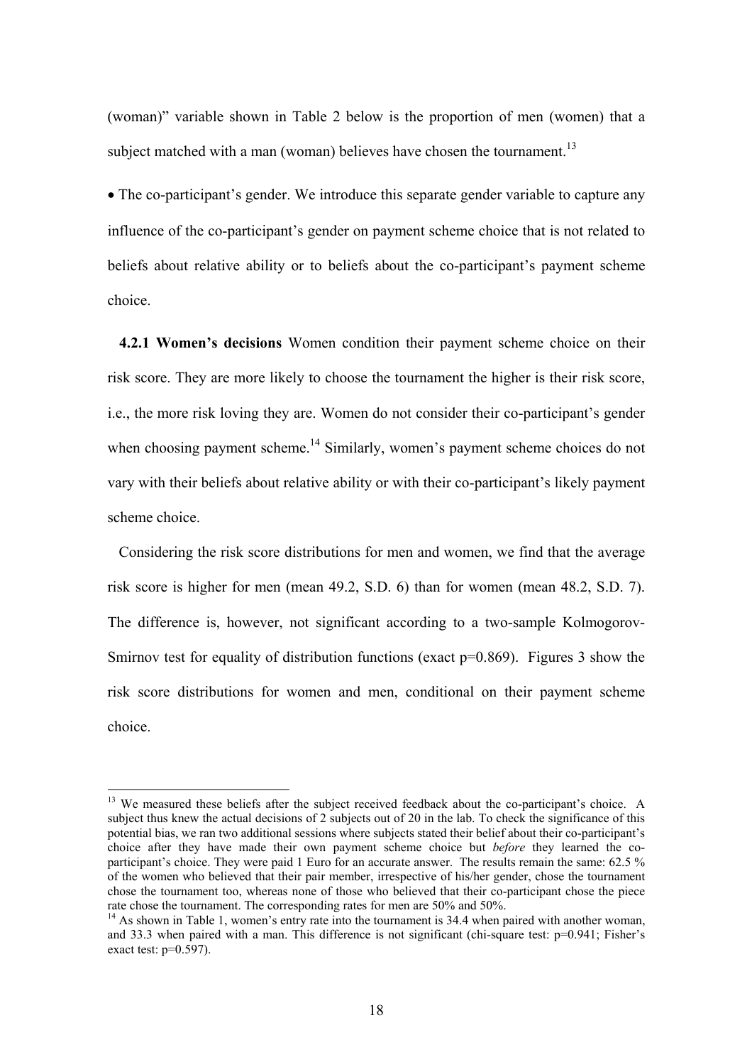(woman)" variable shown in Table 2 below is the proportion of men (women) that a subject matched with a man (woman) believes have chosen the tournament.[13]

- The co-participant's gender. We introduce this separate gender variable to capture any influence of the co-participant's gender on payment scheme choice that is not related to beliefs about relative ability or to beliefs about the co-participant's payment scheme choice.

**4.2.1 Women's decisions** Women condition their payment scheme choice on their risk score. They are more likely to choose the tournament the higher is their risk score, i.e., the more risk loving they are. Women do not consider their co-participant's gender when choosing payment scheme.[14] Similarly, women's payment scheme choices do not vary with their beliefs about relative ability or with their co-participant's likely payment scheme choice.

Considering the risk score distributions for men and women, we find that the average risk score is higher for men (mean 49.2, S.D. 6) than for women (mean 48.2, S.D. 7). The difference is, however, not significant according to a two-sample Kolmogorov-Smirnov test for equality of distribution functions (exact p=0.869). Figures 3 show the risk score distributions for women and men, conditional on their payment scheme choice.

---

[13] We measured these beliefs after the subject received feedback about the co-participant's choice. A subject thus knew the actual decisions of 2 subjects out of 20 in the lab. To check the significance of this potential bias, we ran two additional sessions where subjects stated their belief about their co-participant's choice after they have made their own payment scheme choice but *before* they learned the co-participant's choice. They were paid 1 Euro for an accurate answer. The results remain the same: 62.5 % of the women who believed that their pair member, irrespective of his/her gender, chose the tournament chose the tournament too, whereas none of those who believed that their co-participant chose the piece rate chose the tournament. The corresponding rates for men are 50% and 50%.

[14] As shown in Table 1, women's entry rate into the tournament is 34.4 when paired with another woman, and 33.3 when paired with a man. This difference is not significant (chi-square test: p=0.941; Fisher's exact test: p=0.597).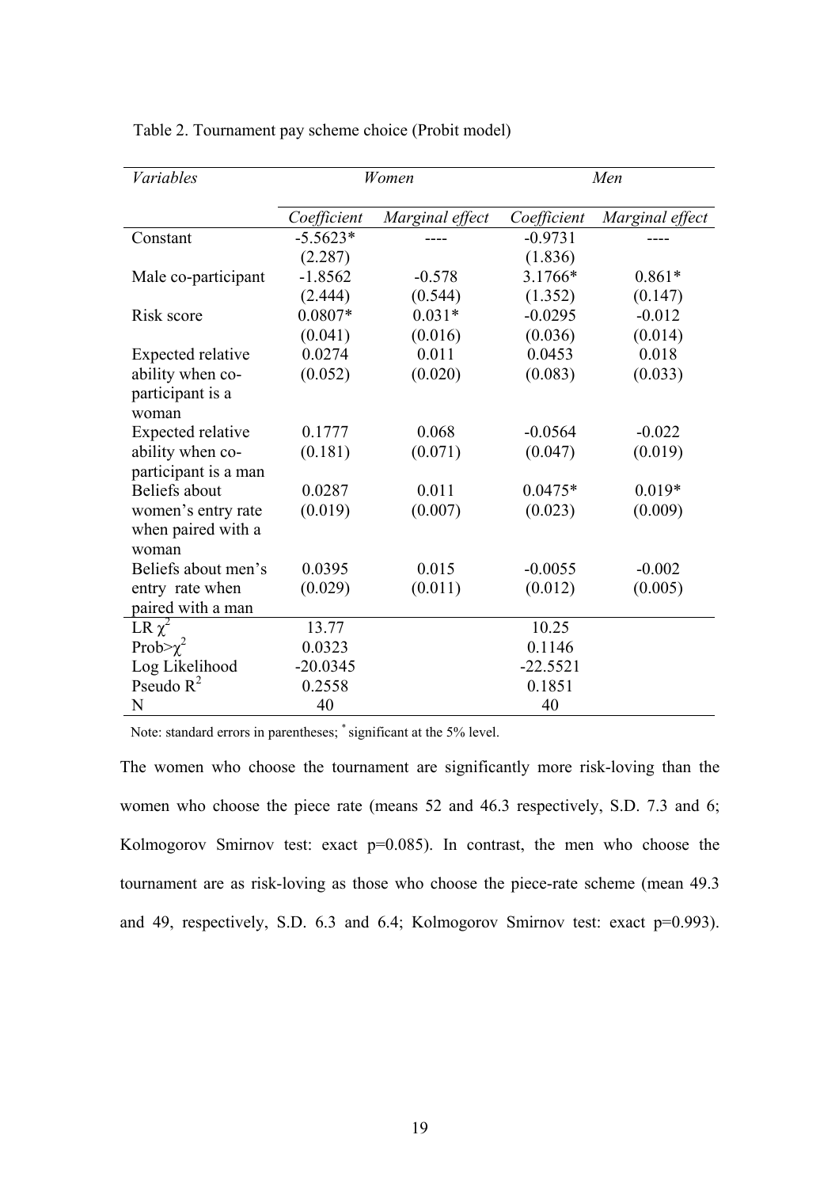Table 2. Tournament pay scheme choice (Probit model)

| *Variables* | *Women* | | *Men* | |
|---|---|---|---|---|
| | *Coefficient* | *Marginal effect* | *Coefficient* | *Marginal effect* |
| Constant | -5.5623* | ---- | -0.9731 | ---- |
| | (2.287) | | (1.836) | |
| Male co-participant | -1.8562 | -0.578 | 3.1766* | 0.861* |
| | (2.444) | (0.544) | (1.352) | (0.147) |
| Risk score | 0.0807* | 0.031* | -0.0295 | -0.012 |
| | (0.041) | (0.016) | (0.036) | (0.014) |
| Expected relative ability when co-participant is a woman | 0.0274 | 0.011 | 0.0453 | 0.018 |
| | (0.052) | (0.020) | (0.083) | (0.033) |
| Expected relative ability when co-participant is a man | 0.1777 | 0.068 | -0.0564 | -0.022 |
| | (0.181) | (0.071) | (0.047) | (0.019) |
| Beliefs about women's entry rate when paired with a woman | 0.0287 | 0.011 | 0.0475* | 0.019* |
| | (0.019) | (0.007) | (0.023) | (0.009) |
| Beliefs about men's entry rate when paired with a man | 0.0395 | 0.015 | -0.0055 | -0.002 |
| | (0.029) | (0.011) | (0.012) | (0.005) |
| LR $\chi^2$ | 13.77 | | 10.25 | |
| Prob>$\chi^2$ | 0.0323 | | 0.1146 | |
| Log Likelihood | -20.0345 | | -22.5521 | |
| Pseudo $R^2$ | 0.2558 | | 0.1851 | |
| N | 40 | | 40 | |

Note: standard errors in parentheses; * significant at the 5% level.

The women who choose the tournament are significantly more risk-loving than the women who choose the piece rate (means 52 and 46.3 respectively, S.D. 7.3 and 6; Kolmogorov Smirnov test: exact p=0.085). In contrast, the men who choose the tournament are as risk-loving as those who choose the piece-rate scheme (mean 49.3 and 49, respectively, S.D. 6.3 and 6.4; Kolmogorov Smirnov test: exact p=0.993).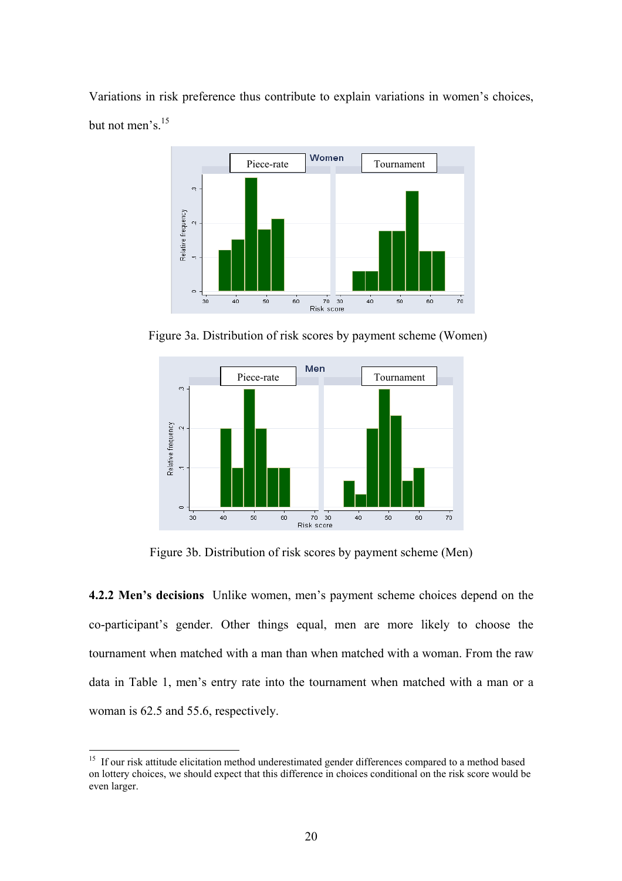Variations in risk preference thus contribute to explain variations in women's choices, but not men's.[15]

Figure 3a. Distribution of risk scores by payment scheme (Women)

Figure 3b. Distribution of risk scores by payment scheme (Men)

**4.2.2 Men's decisions** Unlike women, men's payment scheme choices depend on the co-participant's gender. Other things equal, men are more likely to choose the tournament when matched with a man than when matched with a woman. From the raw data in Table 1, men's entry rate into the tournament when matched with a man or a woman is 62.5 and 55.6, respectively.

---

[15] If our risk attitude elicitation method underestimated gender differences compared to a method based on lottery choices, we should expect that this difference in choices conditional on the risk score would be even larger.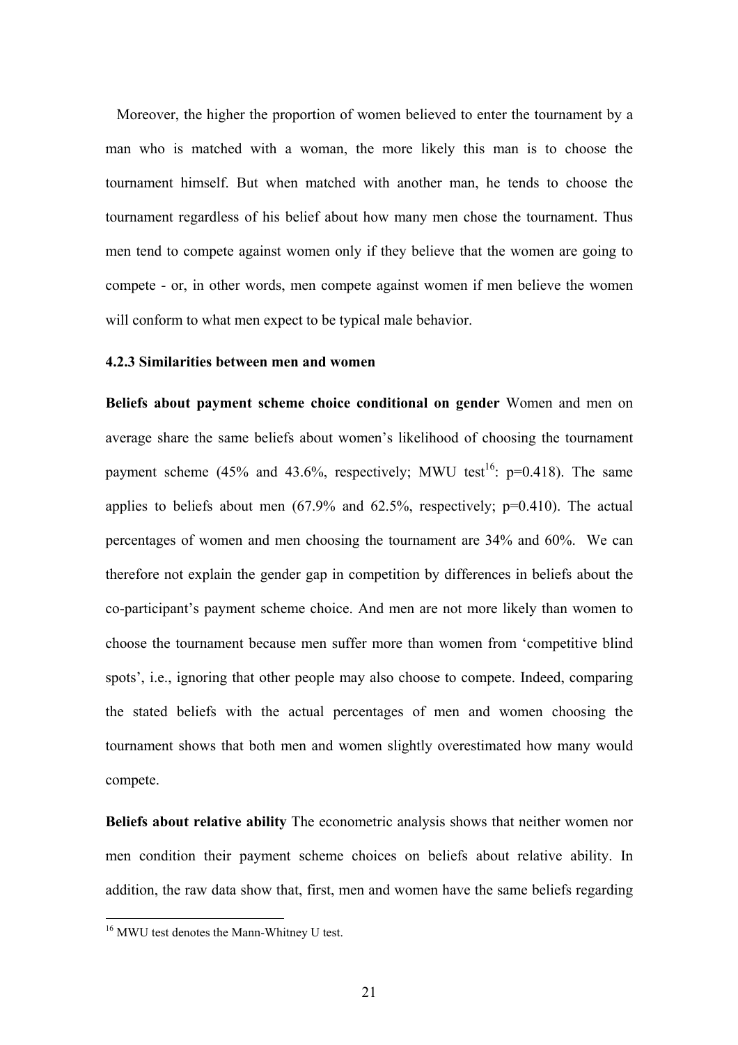Moreover, the higher the proportion of women believed to enter the tournament by a man who is matched with a woman, the more likely this man is to choose the tournament himself. But when matched with another man, he tends to choose the tournament regardless of his belief about how many men chose the tournament. Thus men tend to compete against women only if they believe that the women are going to compete - or, in other words, men compete against women if men believe the women will conform to what men expect to be typical male behavior.

### 4.2.3 Similarities between men and women

**Beliefs about payment scheme choice conditional on gender** Women and men on average share the same beliefs about women's likelihood of choosing the tournament payment scheme (45% and 43.6%, respectively; MWU test[16]: p=0.418). The same applies to beliefs about men (67.9% and 62.5%, respectively; p=0.410). The actual percentages of women and men choosing the tournament are 34% and 60%. We can therefore not explain the gender gap in competition by differences in beliefs about the co-participant's payment scheme choice. And men are not more likely than women to choose the tournament because men suffer more than women from 'competitive blind spots', i.e., ignoring that other people may also choose to compete. Indeed, comparing the stated beliefs with the actual percentages of men and women choosing the tournament shows that both men and women slightly overestimated how many would compete.

**Beliefs about relative ability** The econometric analysis shows that neither women nor men condition their payment scheme choices on beliefs about relative ability. In addition, the raw data show that, first, men and women have the same beliefs regarding

[16] MWU test denotes the Mann-Whitney U test.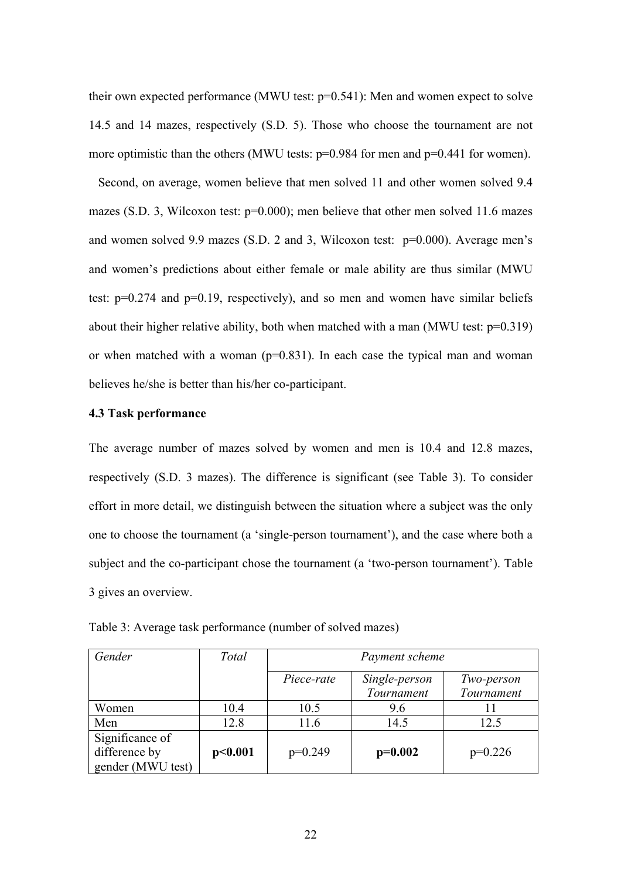their own expected performance (MWU test: p=0.541): Men and women expect to solve 14.5 and 14 mazes, respectively (S.D. 5). Those who choose the tournament are not more optimistic than the others (MWU tests: p=0.984 for men and p=0.441 for women).

Second, on average, women believe that men solved 11 and other women solved 9.4 mazes (S.D. 3, Wilcoxon test: p=0.000); men believe that other men solved 11.6 mazes and women solved 9.9 mazes (S.D. 2 and 3, Wilcoxon test: p=0.000). Average men's and women's predictions about either female or male ability are thus similar (MWU test: p=0.274 and p=0.19, respectively), and so men and women have similar beliefs about their higher relative ability, both when matched with a man (MWU test: p=0.319) or when matched with a woman (p=0.831). In each case the typical man and woman believes he/she is better than his/her co-participant.

### 4.3 Task performance

The average number of mazes solved by women and men is 10.4 and 12.8 mazes, respectively (S.D. 3 mazes). The difference is significant (see Table 3). To consider effort in more detail, we distinguish between the situation where a subject was the only one to choose the tournament (a 'single-person tournament'), and the case where both a subject and the co-participant chose the tournament (a 'two-person tournament'). Table 3 gives an overview.

Table 3: Average task performance (number of solved mazes)

| *Gender* | *Total* | *Payment scheme* | | |
|---|---|---|---|---|
| | | *Piece-rate* | *Single-person Tournament* | *Two-person Tournament* |
| Women | 10.4 | 10.5 | 9.6 | 11 |
| Men | 12.8 | 11.6 | 14.5 | 12.5 |
| Significance of difference by gender (MWU test) | **p<0.001** | p=0.249 | **p=0.002** | p=0.226 |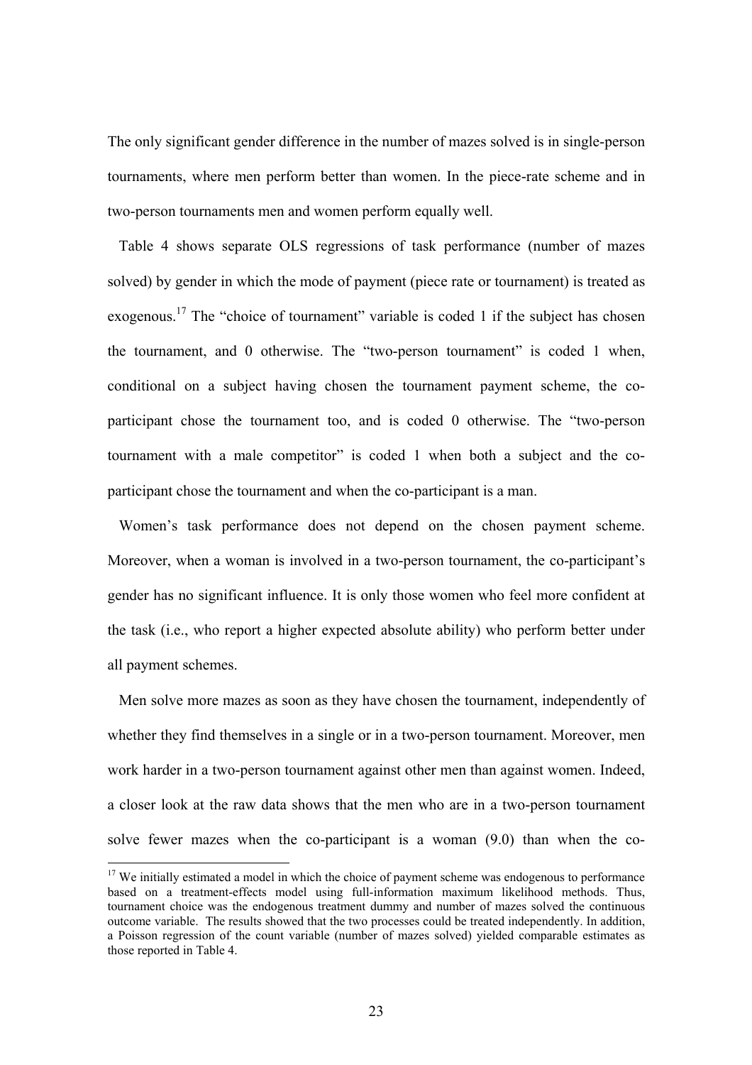The only significant gender difference in the number of mazes solved is in single-person tournaments, where men perform better than women. In the piece-rate scheme and in two-person tournaments men and women perform equally well.

Table 4 shows separate OLS regressions of task performance (number of mazes solved) by gender in which the mode of payment (piece rate or tournament) is treated as exogenous.[17] The "choice of tournament" variable is coded 1 if the subject has chosen the tournament, and 0 otherwise. The "two-person tournament" is coded 1 when, conditional on a subject having chosen the tournament payment scheme, the co-participant chose the tournament too, and is coded 0 otherwise. The "two-person tournament with a male competitor" is coded 1 when both a subject and the co-participant chose the tournament and when the co-participant is a man.

Women's task performance does not depend on the chosen payment scheme. Moreover, when a woman is involved in a two-person tournament, the co-participant's gender has no significant influence. It is only those women who feel more confident at the task (i.e., who report a higher expected absolute ability) who perform better under all payment schemes.

Men solve more mazes as soon as they have chosen the tournament, independently of whether they find themselves in a single or in a two-person tournament. Moreover, men work harder in a two-person tournament against other men than against women. Indeed, a closer look at the raw data shows that the men who are in a two-person tournament solve fewer mazes when the co-participant is a woman (9.0) than when the co-

[17] We initially estimated a model in which the choice of payment scheme was endogenous to performance based on a treatment-effects model using full-information maximum likelihood methods. Thus, tournament choice was the endogenous treatment dummy and number of mazes solved the continuous outcome variable. The results showed that the two processes could be treated independently. In addition, a Poisson regression of the count variable (number of mazes solved) yielded comparable estimates as those reported in Table 4.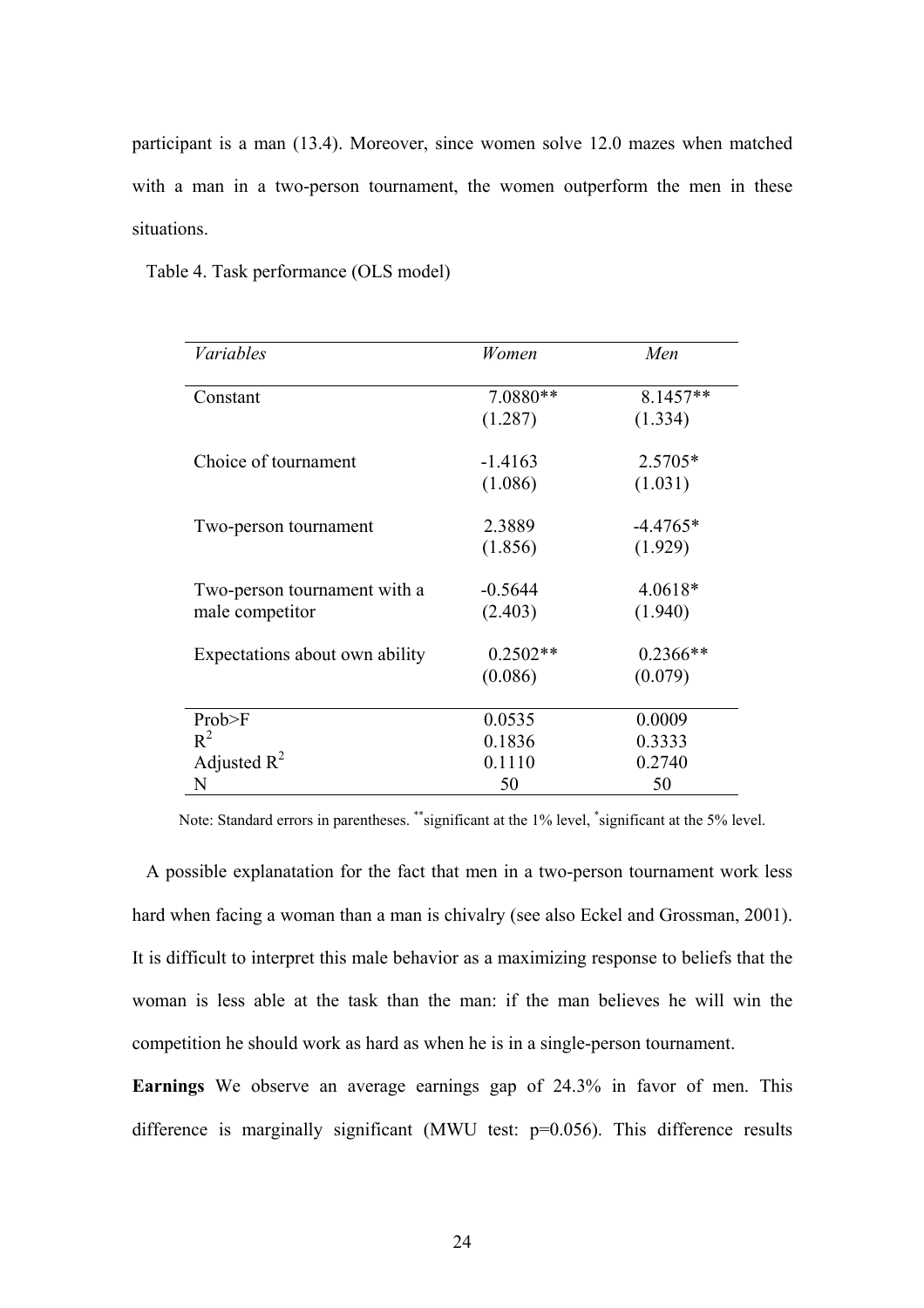participant is a man (13.4). Moreover, since women solve 12.0 mazes when matched with a man in a two-person tournament, the women outperform the men in these situations.

Table 4. Task performance (OLS model)

| *Variables* | *Women* | *Men* |
|---|---|---|
| Constant | 7.0880** | 8.1457** |
| | (1.287) | (1.334) |
| Choice of tournament | -1.4163 | 2.5705* |
| | (1.086) | (1.031) |
| Two-person tournament | 2.3889 | -4.4765* |
| | (1.856) | (1.929) |
| Two-person tournament with a male competitor | -0.5644 | 4.0618* |
| | (2.403) | (1.940) |
| Expectations about own ability | 0.2502** | 0.2366** |
| | (0.086) | (0.079) |
| Prob>F | 0.0535 | 0.0009 |
| $R^2$ | 0.1836 | 0.3333 |
| Adjusted $R^2$ | 0.1110 | 0.2740 |
| N | 50 | 50 |

Note: Standard errors in parentheses. **significant at the 1% level, *significant at the 5% level.

A possible explanatation for the fact that men in a two-person tournament work less hard when facing a woman than a man is chivalry (see also Eckel and Grossman, 2001). It is difficult to interpret this male behavior as a maximizing response to beliefs that the woman is less able at the task than the man: if the man believes he will win the competition he should work as hard as when he is in a single-person tournament.

**Earnings** We observe an average earnings gap of 24.3% in favor of men. This difference is marginally significant (MWU test: $p=0.056$). This difference results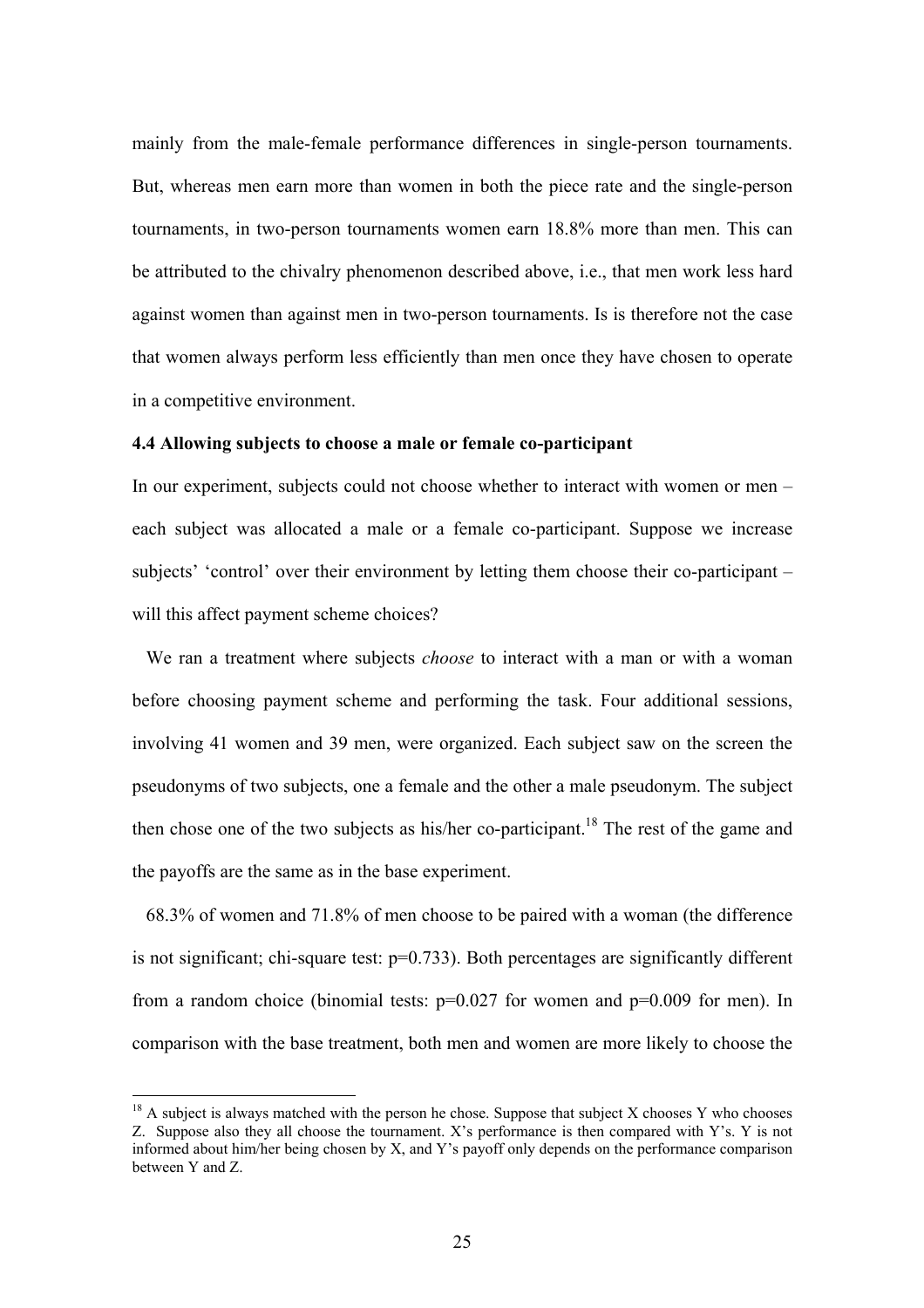mainly from the male-female performance differences in single-person tournaments. But, whereas men earn more than women in both the piece rate and the single-person tournaments, in two-person tournaments women earn 18.8% more than men. This can be attributed to the chivalry phenomenon described above, i.e., that men work less hard against women than against men in two-person tournaments. Is is therefore not the case that women always perform less efficiently than men once they have chosen to operate in a competitive environment.

### 4.4 Allowing subjects to choose a male or female co-participant

In our experiment, subjects could not choose whether to interact with women or men – each subject was allocated a male or a female co-participant. Suppose we increase subjects' 'control' over their environment by letting them choose their co-participant – will this affect payment scheme choices?

We ran a treatment where subjects *choose* to interact with a man or with a woman before choosing payment scheme and performing the task. Four additional sessions, involving 41 women and 39 men, were organized. Each subject saw on the screen the pseudonyms of two subjects, one a female and the other a male pseudonym. The subject then chose one of the two subjects as his/her co-participant.[18] The rest of the game and the payoffs are the same as in the base experiment.

68.3% of women and 71.8% of men choose to be paired with a woman (the difference is not significant; chi-square test: p=0.733). Both percentages are significantly different from a random choice (binomial tests: p=0.027 for women and p=0.009 for men). In comparison with the base treatment, both men and women are more likely to choose the

[18] A subject is always matched with the person he chose. Suppose that subject X chooses Y who chooses Z. Suppose also they all choose the tournament. X's performance is then compared with Y's. Y is not informed about him/her being chosen by X, and Y's payoff only depends on the performance comparison between Y and Z.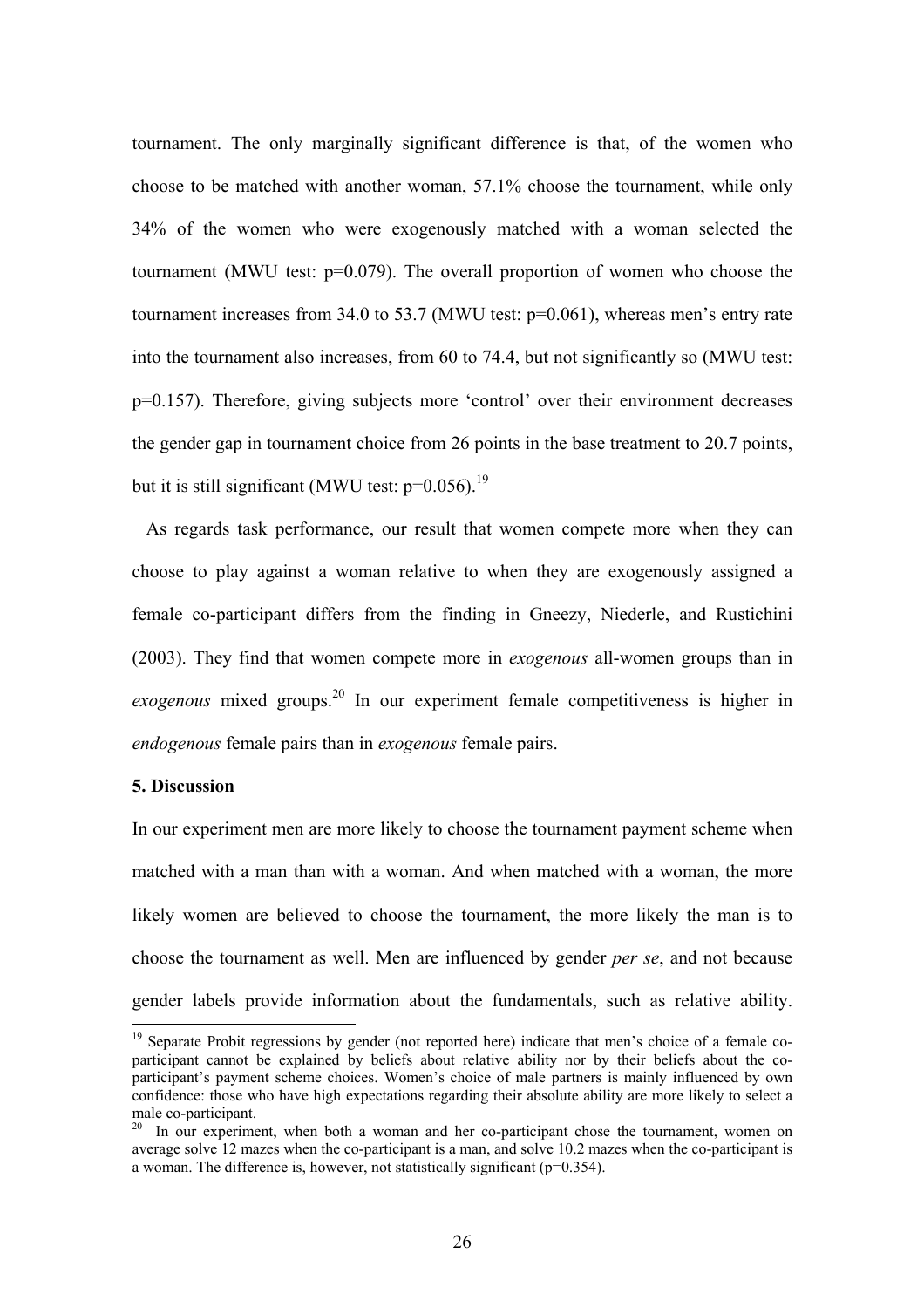tournament. The only marginally significant difference is that, of the women who choose to be matched with another woman, 57.1% choose the tournament, while only 34% of the women who were exogenously matched with a woman selected the tournament (MWU test: p=0.079). The overall proportion of women who choose the tournament increases from 34.0 to 53.7 (MWU test: p=0.061), whereas men's entry rate into the tournament also increases, from 60 to 74.4, but not significantly so (MWU test: p=0.157). Therefore, giving subjects more 'control' over their environment decreases the gender gap in tournament choice from 26 points in the base treatment to 20.7 points, but it is still significant (MWU test: p=0.056).[19]

As regards task performance, our result that women compete more when they can choose to play against a woman relative to when they are exogenously assigned a female co-participant differs from the finding in Gneezy, Niederle, and Rustichini (2003). They find that women compete more in *exogenous* all-women groups than in *exogenous* mixed groups.[20] In our experiment female competitiveness is higher in *endogenous* female pairs than in *exogenous* female pairs.

**5. Discussion**

In our experiment men are more likely to choose the tournament payment scheme when matched with a man than with a woman. And when matched with a woman, the more likely women are believed to choose the tournament, the more likely the man is to choose the tournament as well. Men are influenced by gender *per se*, and not because gender labels provide information about the fundamentals, such as relative ability.

[19] Separate Probit regressions by gender (not reported here) indicate that men's choice of a female co-participant cannot be explained by beliefs about relative ability nor by their beliefs about the co-participant's payment scheme choices. Women's choice of male partners is mainly influenced by own confidence: those who have high expectations regarding their absolute ability are more likely to select a male co-participant.

[20] In our experiment, when both a woman and her co-participant chose the tournament, women on average solve 12 mazes when the co-participant is a man, and solve 10.2 mazes when the co-participant is a woman. The difference is, however, not statistically significant (p=0.354).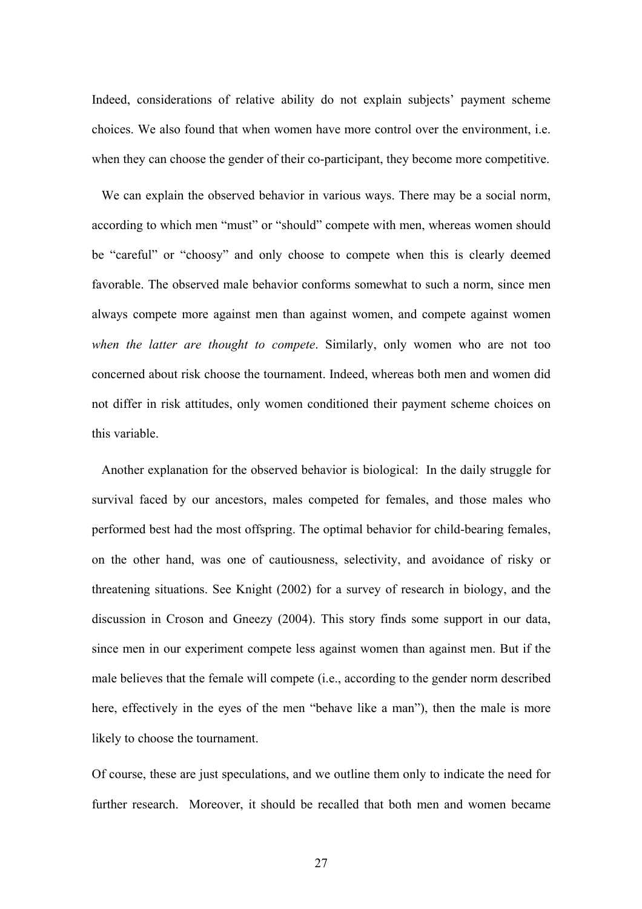Indeed, considerations of relative ability do not explain subjects' payment scheme choices. We also found that when women have more control over the environment, i.e. when they can choose the gender of their co-participant, they become more competitive.

We can explain the observed behavior in various ways. There may be a social norm, according to which men "must" or "should" compete with men, whereas women should be "careful" or "choosy" and only choose to compete when this is clearly deemed favorable. The observed male behavior conforms somewhat to such a norm, since men always compete more against men than against women, and compete against women *when the latter are thought to compete*. Similarly, only women who are not too concerned about risk choose the tournament. Indeed, whereas both men and women did not differ in risk attitudes, only women conditioned their payment scheme choices on this variable.

Another explanation for the observed behavior is biological: In the daily struggle for survival faced by our ancestors, males competed for females, and those males who performed best had the most offspring. The optimal behavior for child-bearing females, on the other hand, was one of cautiousness, selectivity, and avoidance of risky or threatening situations. See Knight (2002) for a survey of research in biology, and the discussion in Croson and Gneezy (2004). This story finds some support in our data, since men in our experiment compete less against women than against men. But if the male believes that the female will compete (i.e., according to the gender norm described here, effectively in the eyes of the men "behave like a man"), then the male is more likely to choose the tournament.

Of course, these are just speculations, and we outline them only to indicate the need for further research. Moreover, it should be recalled that both men and women became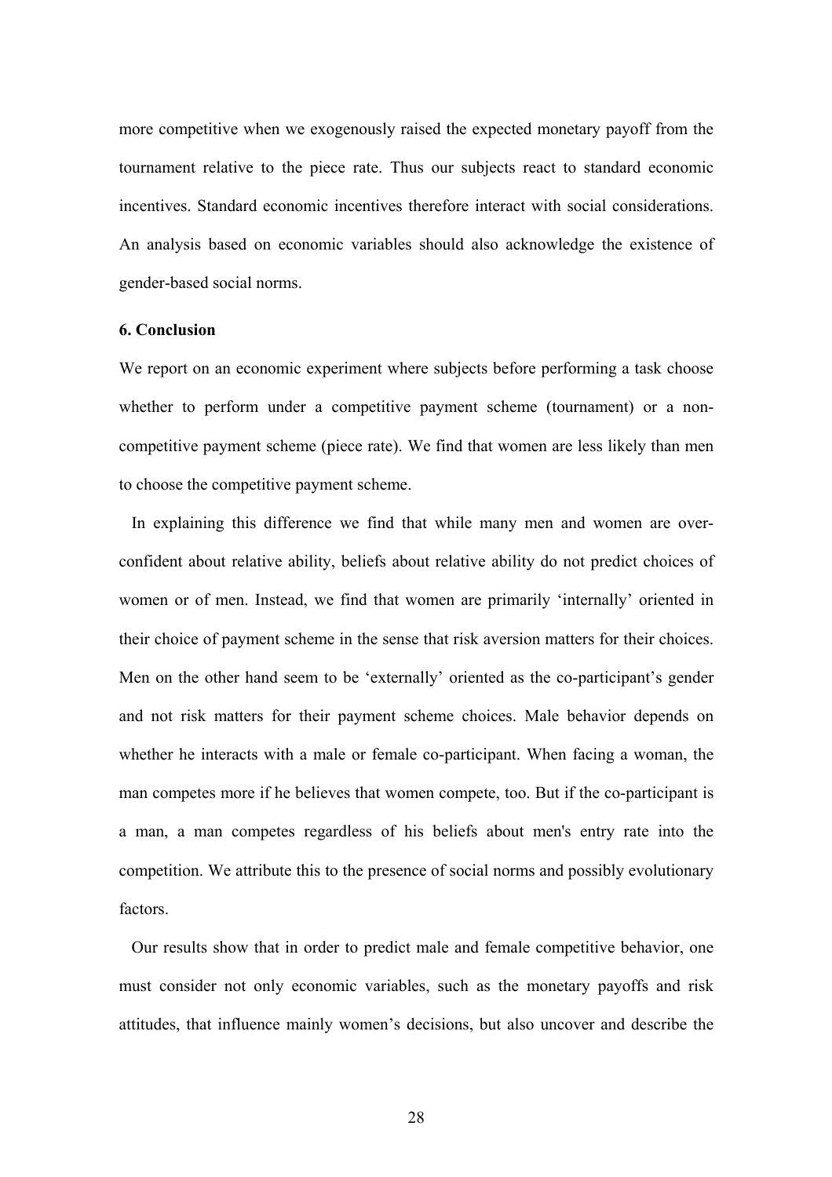more competitive when we exogenously raised the expected monetary payoff from the tournament relative to the piece rate. Thus our subjects react to standard economic incentives. Standard economic incentives therefore interact with social considerations. An analysis based on economic variables should also acknowledge the existence of gender-based social norms.

**6. Conclusion**

We report on an economic experiment where subjects before performing a task choose whether to perform under a competitive payment scheme (tournament) or a non-competitive payment scheme (piece rate). We find that women are less likely than men to choose the competitive payment scheme.

In explaining this difference we find that while many men and women are over-confident about relative ability, beliefs about relative ability do not predict choices of women or of men. Instead, we find that women are primarily 'internally' oriented in their choice of payment scheme in the sense that risk aversion matters for their choices. Men on the other hand seem to be 'externally' oriented as the co-participant's gender and not risk matters for their payment scheme choices. Male behavior depends on whether he interacts with a male or female co-participant. When facing a woman, the man competes more if he believes that women compete, too. But if the co-participant is a man, a man competes regardless of his beliefs about men's entry rate into the competition. We attribute this to the presence of social norms and possibly evolutionary factors.

Our results show that in order to predict male and female competitive behavior, one must consider not only economic variables, such as the monetary payoffs and risk attitudes, that influence mainly women's decisions, but also uncover and describe the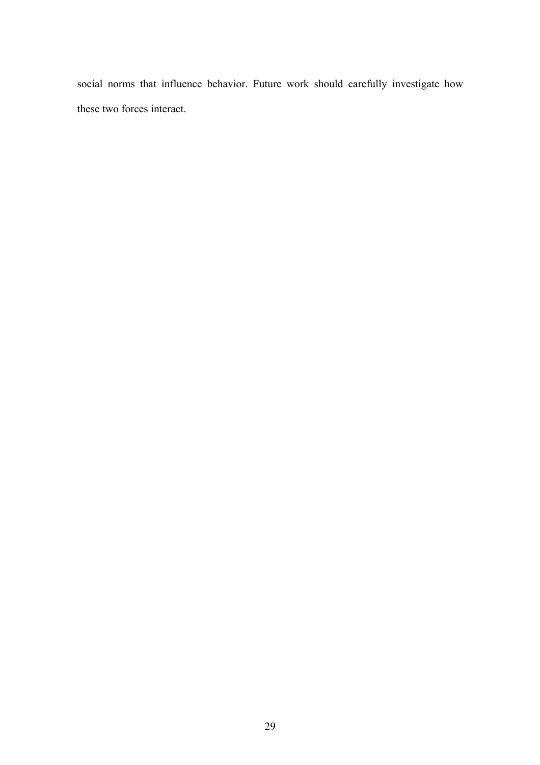social norms that influence behavior. Future work should carefully investigate how these two forces interact.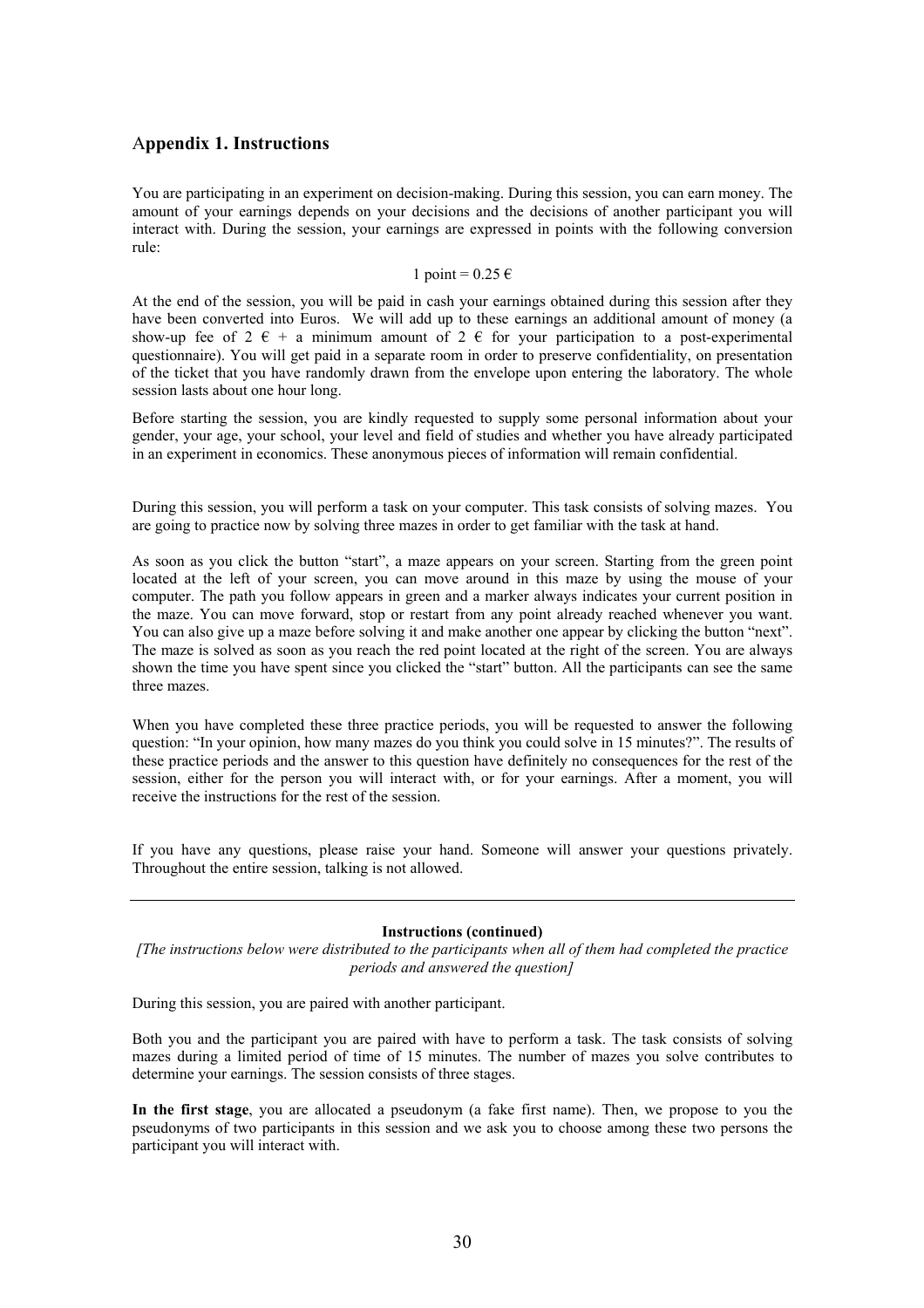## Appendix 1. Instructions

You are participating in an experiment on decision-making. During this session, you can earn money. The amount of your earnings depends on your decisions and the decisions of another participant you will interact with. During the session, your earnings are expressed in points with the following conversion rule:

1 point = 0.25 €

At the end of the session, you will be paid in cash your earnings obtained during this session after they have been converted into Euros. We will add up to these earnings an additional amount of money (a show-up fee of 2 € + a minimum amount of 2 € for your participation to a post-experimental questionnaire). You will get paid in a separate room in order to preserve confidentiality, on presentation of the ticket that you have randomly drawn from the envelope upon entering the laboratory. The whole session lasts about one hour long.

Before starting the session, you are kindly requested to supply some personal information about your gender, your age, your school, your level and field of studies and whether you have already participated in an experiment in economics. These anonymous pieces of information will remain confidential.

During this session, you will perform a task on your computer. This task consists of solving mazes. You are going to practice now by solving three mazes in order to get familiar with the task at hand.

As soon as you click the button "start", a maze appears on your screen. Starting from the green point located at the left of your screen, you can move around in this maze by using the mouse of your computer. The path you follow appears in green and a marker always indicates your current position in the maze. You can move forward, stop or restart from any point already reached whenever you want. You can also give up a maze before solving it and make another one appear by clicking the button "next". The maze is solved as soon as you reach the red point located at the right of the screen. You are always shown the time you have spent since you clicked the "start" button. All the participants can see the same three mazes.

When you have completed these three practice periods, you will be requested to answer the following question: "In your opinion, how many mazes do you think you could solve in 15 minutes?". The results of these practice periods and the answer to this question have definitely no consequences for the rest of the session, either for the person you will interact with, or for your earnings. After a moment, you will receive the instructions for the rest of the session.

If you have any questions, please raise your hand. Someone will answer your questions privately. Throughout the entire session, talking is not allowed.

---

**Instructions (continued)**

*[The instructions below were distributed to the participants when all of them had completed the practice periods and answered the question]*

During this session, you are paired with another participant.

Both you and the participant you are paired with have to perform a task. The task consists of solving mazes during a limited period of time of 15 minutes. The number of mazes you solve contributes to determine your earnings. The session consists of three stages.

**In the first stage**, you are allocated a pseudonym (a fake first name). Then, we propose to you the pseudonyms of two participants in this session and we ask you to choose among these two persons the participant you will interact with.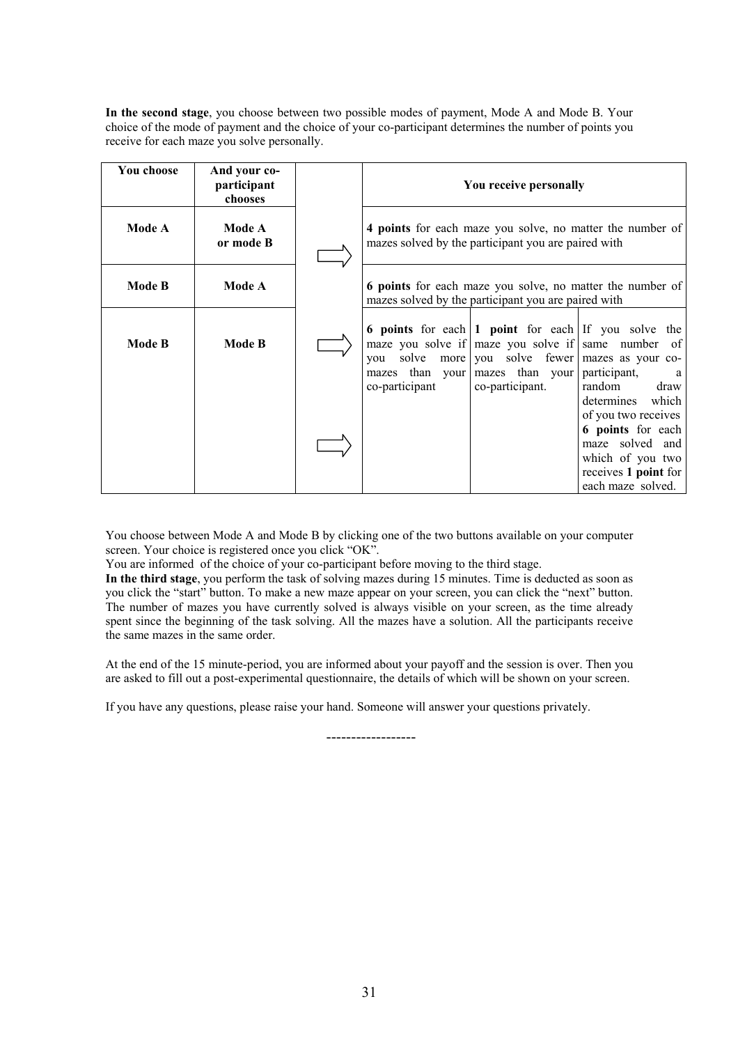**In the second stage**, you choose between two possible modes of payment, Mode A and Mode B. Your choice of the mode of payment and the choice of your co-participant determines the number of points you receive for each maze you solve personally.

| You choose | And your co-participant chooses | | You receive personally | | |
|---|---|---|---|---|---|
| Mode A | Mode A or mode B | ⇒ | **4 points** for each maze you solve, no matter the number of mazes solved by the participant you are paired with | | |
| Mode B | Mode A | | **6 points** for each maze you solve, no matter the number of mazes solved by the participant you are paired with | | |
| Mode B | Mode B | ⇒ ⇒ | **6 points** for each maze you solve if you solve more mazes than your co-participant | **1 point** for each maze you solve if you solve fewer mazes than your co-participant. | If you solve the same number of mazes as your co-participant, a random draw determines which of you two receives **6 points** for each maze solved and which of you two receives **1 point** for each maze solved. |

You choose between Mode A and Mode B by clicking one of the two buttons available on your computer screen. Your choice is registered once you click "OK".

You are informed of the choice of your co-participant before moving to the third stage.

**In the third stage**, you perform the task of solving mazes during 15 minutes. Time is deducted as soon as you click the "start" button. To make a new maze appear on your screen, you can click the "next" button. The number of mazes you have currently solved is always visible on your screen, as the time already spent since the beginning of the task solving. All the mazes have a solution. All the participants receive the same mazes in the same order.

At the end of the 15 minute-period, you are informed about your payoff and the session is over. Then you are asked to fill out a post-experimental questionnaire, the details of which will be shown on your screen.

If you have any questions, please raise your hand. Someone will answer your questions privately.

-----------------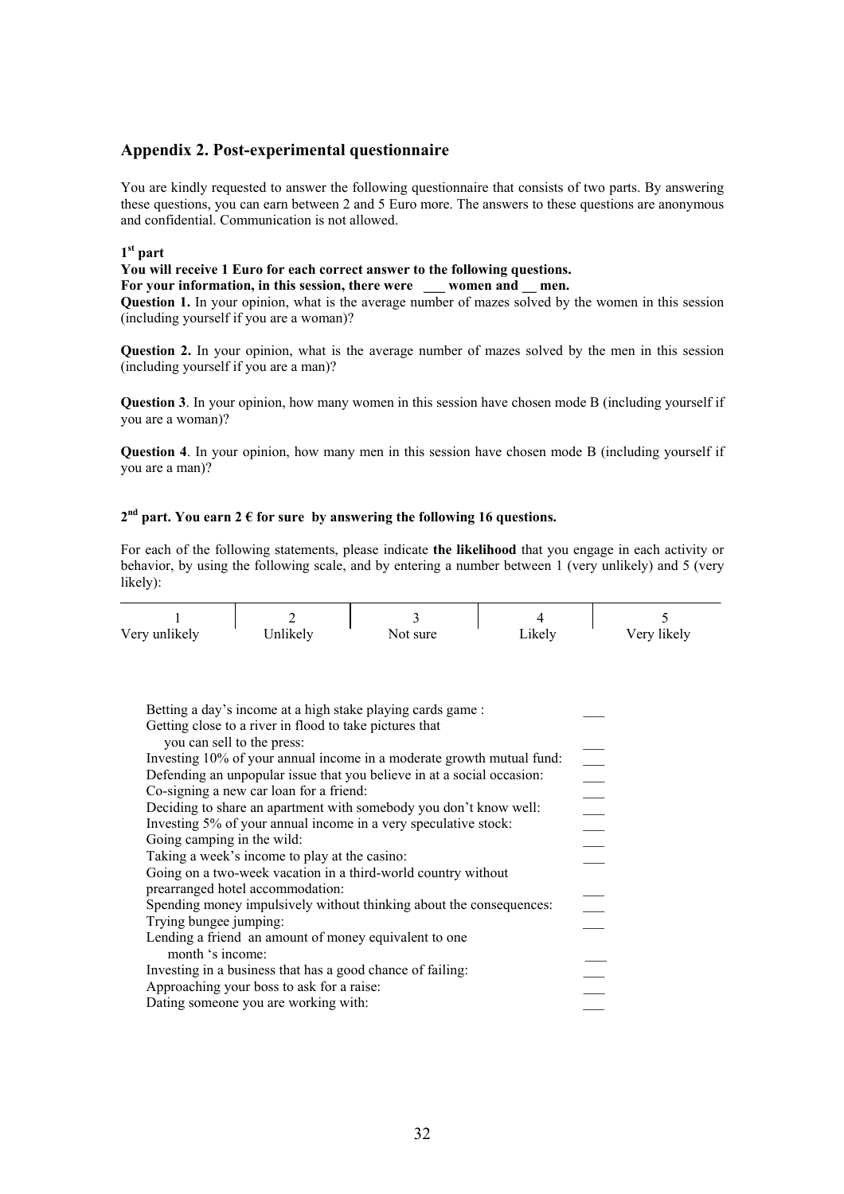## Appendix 2. Post-experimental questionnaire

You are kindly requested to answer the following questionnaire that consists of two parts. By answering these questions, you can earn between 2 and 5 Euro more. The answers to these questions are anonymous and confidential. Communication is not allowed.

**1st part**

**You will receive 1 Euro for each correct answer to the following questions.**
**For your information, in this session, there were \_\_\_ women and \_\_ men.**

**Question 1.** In your opinion, what is the average number of mazes solved by the women in this session (including yourself if you are a woman)?

**Question 2.** In your opinion, what is the average number of mazes solved by the men in this session (including yourself if you are a man)?

**Question 3**. In your opinion, how many women in this session have chosen mode B (including yourself if you are a woman)?

**Question 4**. In your opinion, how many men in this session have chosen mode B (including yourself if you are a man)?

**2nd part. You earn 2 € for sure by answering the following 16 questions.**

For each of the following statements, please indicate **the likelihood** that you engage in each activity or behavior, by using the following scale, and by entering a number between 1 (very unlikely) and 5 (very likely):

| 1 | 2 | 3 | 4 | 5 |
|---|---|---|---|---|
| Very unlikely | Unlikely | Not sure | Likely | Very likely |

| | |
|---|---|
| Betting a day's income at a high stake playing cards game : | \_\_\_ |
| Getting close to a river in flood to take pictures that you can sell to the press: | \_\_\_ |
| Investing 10% of your annual income in a moderate growth mutual fund: | \_\_\_ |
| Defending an unpopular issue that you believe in at a social occasion: | \_\_\_ |
| Co-signing a new car loan for a friend: | \_\_\_ |
| Deciding to share an apartment with somebody you don't know well: | \_\_\_ |
| Investing 5% of your annual income in a very speculative stock: | \_\_\_ |
| Going camping in the wild: | \_\_\_ |
| Taking a week's income to play at the casino: | \_\_\_ |
| Going on a two-week vacation in a third-world country without prearranged hotel accommodation: | \_\_\_ |
| Spending money impulsively without thinking about the consequences: | \_\_\_ |
| Trying bungee jumping: | \_\_\_ |
| Lending a friend an amount of money equivalent to one month 's income: | \_\_\_ |
| Investing in a business that has a good chance of failing: | \_\_\_ |
| Approaching your boss to ask for a raise: | \_\_\_ |
| Dating someone you are working with: | \_\_\_ |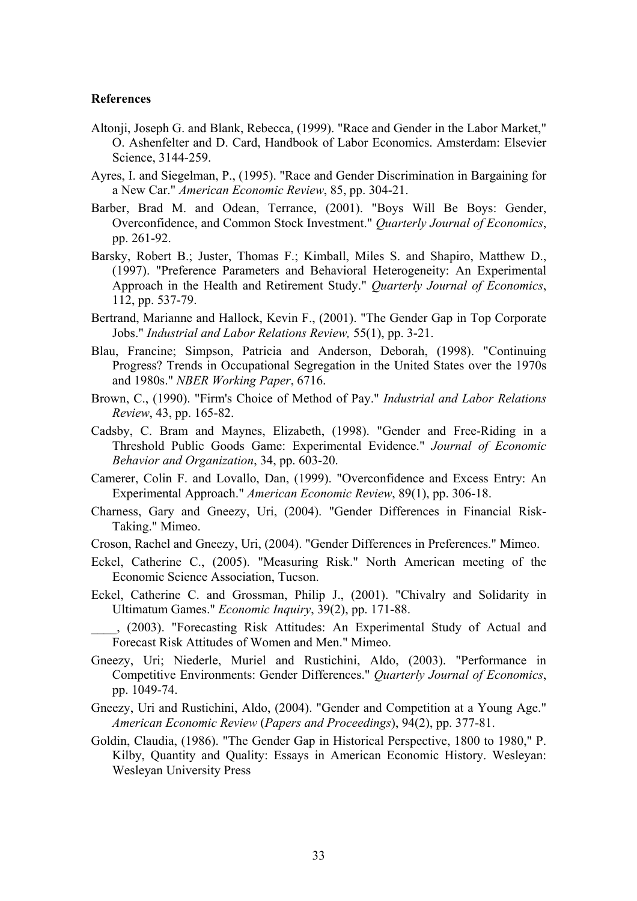**References**

Altonji, Joseph G. and Blank, Rebecca, (1999). "Race and Gender in the Labor Market," O. Ashenfelter and D. Card, Handbook of Labor Economics. Amsterdam: Elsevier Science, 3144-259.

Ayres, I. and Siegelman, P., (1995). "Race and Gender Discrimination in Bargaining for a New Car." *American Economic Review*, 85, pp. 304-21.

Barber, Brad M. and Odean, Terrance, (2001). "Boys Will Be Boys: Gender, Overconfidence, and Common Stock Investment." *Quarterly Journal of Economics*, pp. 261-92.

Barsky, Robert B.; Juster, Thomas F.; Kimball, Miles S. and Shapiro, Matthew D., (1997). "Preference Parameters and Behavioral Heterogeneity: An Experimental Approach in the Health and Retirement Study." *Quarterly Journal of Economics*, 112, pp. 537-79.

Bertrand, Marianne and Hallock, Kevin F., (2001). "The Gender Gap in Top Corporate Jobs." *Industrial and Labor Relations Review,* 55(1), pp. 3-21.

Blau, Francine; Simpson, Patricia and Anderson, Deborah, (1998). "Continuing Progress? Trends in Occupational Segregation in the United States over the 1970s and 1980s." *NBER Working Paper*, 6716.

Brown, C., (1990). "Firm's Choice of Method of Pay." *Industrial and Labor Relations Review*, 43, pp. 165-82.

Cadsby, C. Bram and Maynes, Elizabeth, (1998). "Gender and Free-Riding in a Threshold Public Goods Game: Experimental Evidence." *Journal of Economic Behavior and Organization*, 34, pp. 603-20.

Camerer, Colin F. and Lovallo, Dan, (1999). "Overconfidence and Excess Entry: An Experimental Approach." *American Economic Review*, 89(1), pp. 306-18.

Charness, Gary and Gneezy, Uri, (2004). "Gender Differences in Financial Risk-Taking." Mimeo.

Croson, Rachel and Gneezy, Uri, (2004). "Gender Differences in Preferences." Mimeo.

Eckel, Catherine C., (2005). "Measuring Risk." North American meeting of the Economic Science Association, Tucson.

Eckel, Catherine C. and Grossman, Philip J., (2001). "Chivalry and Solidarity in Ultimatum Games." *Economic Inquiry*, 39(2), pp. 171-88.

____, (2003). "Forecasting Risk Attitudes: An Experimental Study of Actual and Forecast Risk Attitudes of Women and Men." Mimeo.

Gneezy, Uri; Niederle, Muriel and Rustichini, Aldo, (2003). "Performance in Competitive Environments: Gender Differences." *Quarterly Journal of Economics*, pp. 1049-74.

Gneezy, Uri and Rustichini, Aldo, (2004). "Gender and Competition at a Young Age." *American Economic Review* (*Papers and Proceedings*), 94(2), pp. 377-81.

Goldin, Claudia, (1986). "The Gender Gap in Historical Perspective, 1800 to 1980," P. Kilby, Quantity and Quality: Essays in American Economic History. Wesleyan: Wesleyan University Press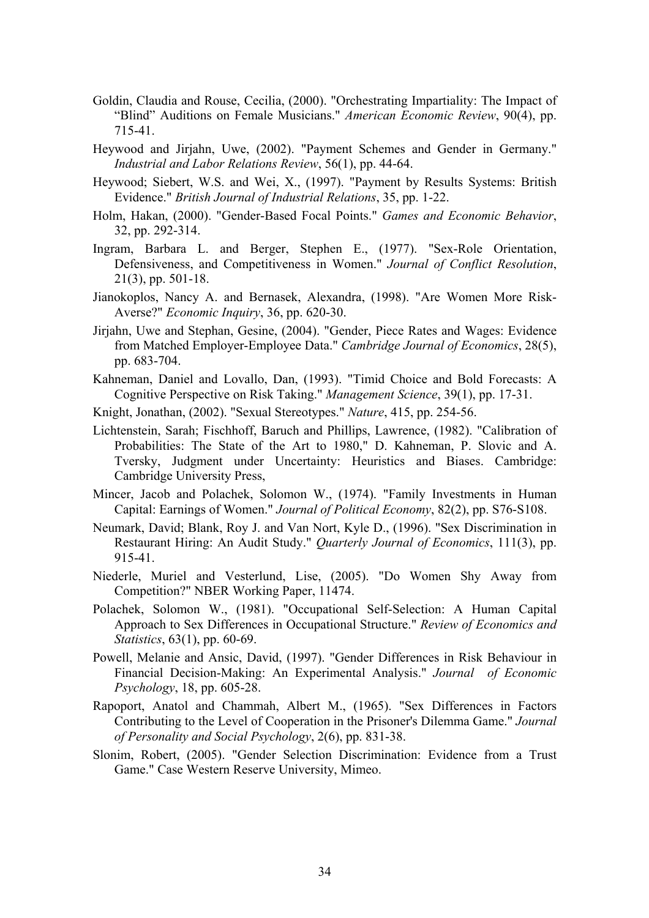Goldin, Claudia and Rouse, Cecilia, (2000). "Orchestrating Impartiality: The Impact of "Blind" Auditions on Female Musicians." *American Economic Review*, 90(4), pp. 715-41.

Heywood and Jirjahn, Uwe, (2002). "Payment Schemes and Gender in Germany." *Industrial and Labor Relations Review*, 56(1), pp. 44-64.

Heywood; Siebert, W.S. and Wei, X., (1997). "Payment by Results Systems: British Evidence." *British Journal of Industrial Relations*, 35, pp. 1-22.

Holm, Hakan, (2000). "Gender-Based Focal Points." *Games and Economic Behavior*, 32, pp. 292-314.

Ingram, Barbara L. and Berger, Stephen E., (1977). "Sex-Role Orientation, Defensiveness, and Competitiveness in Women." *Journal of Conflict Resolution*, 21(3), pp. 501-18.

Jianokoplos, Nancy A. and Bernasek, Alexandra, (1998). "Are Women More Risk-Averse?" *Economic Inquiry*, 36, pp. 620-30.

Jirjahn, Uwe and Stephan, Gesine, (2004). "Gender, Piece Rates and Wages: Evidence from Matched Employer-Employee Data." *Cambridge Journal of Economics*, 28(5), pp. 683-704.

Kahneman, Daniel and Lovallo, Dan, (1993). "Timid Choice and Bold Forecasts: A Cognitive Perspective on Risk Taking." *Management Science*, 39(1), pp. 17-31.

Knight, Jonathan, (2002). "Sexual Stereotypes." *Nature*, 415, pp. 254-56.

Lichtenstein, Sarah; Fischhoff, Baruch and Phillips, Lawrence, (1982). "Calibration of Probabilities: The State of the Art to 1980," D. Kahneman, P. Slovic and A. Tversky, Judgment under Uncertainty: Heuristics and Biases. Cambridge: Cambridge University Press,

Mincer, Jacob and Polachek, Solomon W., (1974). "Family Investments in Human Capital: Earnings of Women." *Journal of Political Economy*, 82(2), pp. S76-S108.

Neumark, David; Blank, Roy J. and Van Nort, Kyle D., (1996). "Sex Discrimination in Restaurant Hiring: An Audit Study." *Quarterly Journal of Economics*, 111(3), pp. 915-41.

Niederle, Muriel and Vesterlund, Lise, (2005). "Do Women Shy Away from Competition?" NBER Working Paper, 11474.

Polachek, Solomon W., (1981). "Occupational Self-Selection: A Human Capital Approach to Sex Differences in Occupational Structure." *Review of Economics and Statistics*, 63(1), pp. 60-69.

Powell, Melanie and Ansic, David, (1997). "Gender Differences in Risk Behaviour in Financial Decision-Making: An Experimental Analysis." *Journal of Economic Psychology*, 18, pp. 605-28.

Rapoport, Anatol and Chammah, Albert M., (1965). "Sex Differences in Factors Contributing to the Level of Cooperation in the Prisoner's Dilemma Game." *Journal of Personality and Social Psychology*, 2(6), pp. 831-38.

Slonim, Robert, (2005). "Gender Selection Discrimination: Evidence from a Trust Game." Case Western Reserve University, Mimeo.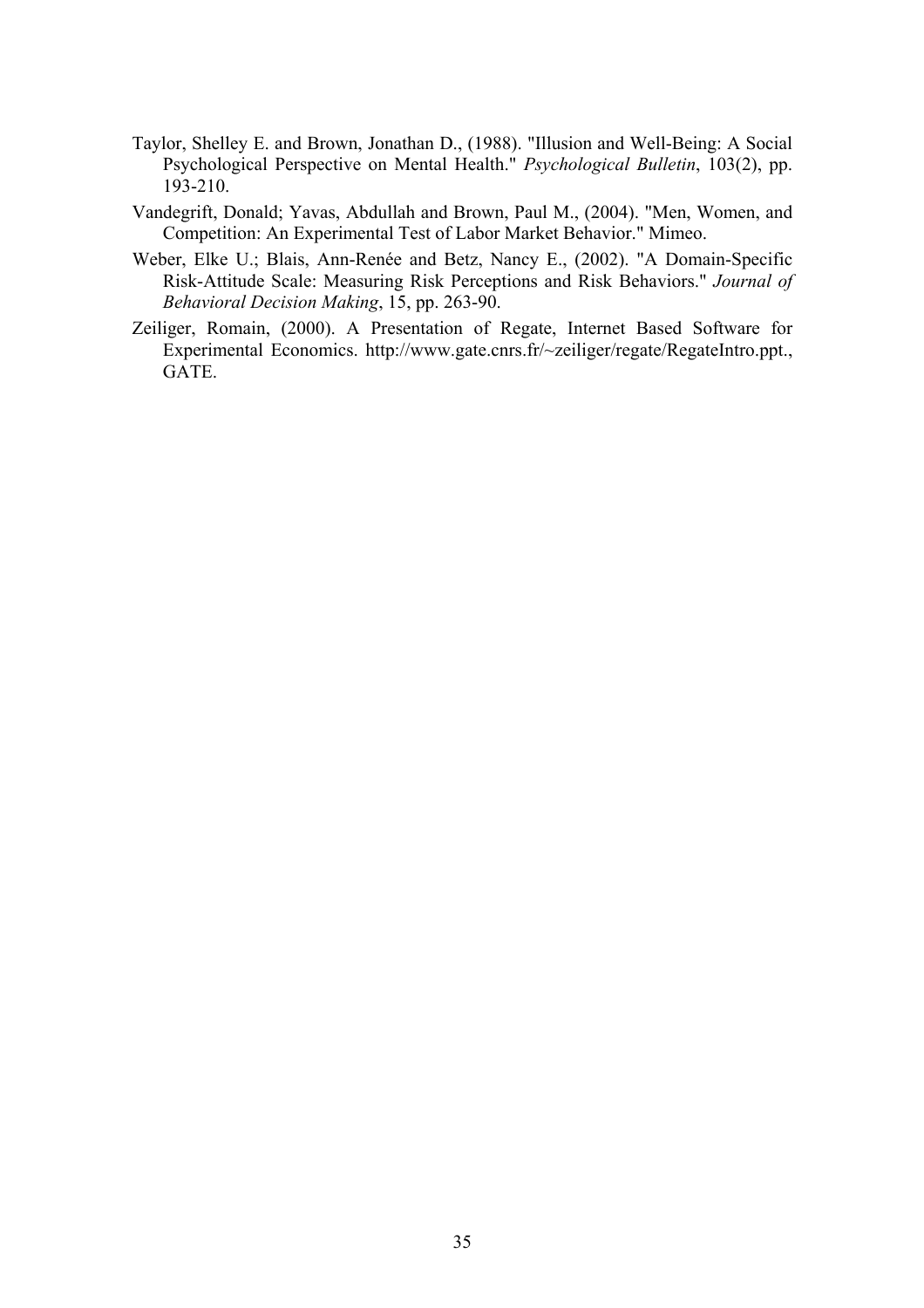Taylor, Shelley E. and Brown, Jonathan D., (1988). "Illusion and Well-Being: A Social Psychological Perspective on Mental Health." *Psychological Bulletin*, 103(2), pp. 193-210.

Vandegrift, Donald; Yavas, Abdullah and Brown, Paul M., (2004). "Men, Women, and Competition: An Experimental Test of Labor Market Behavior." Mimeo.

Weber, Elke U.; Blais, Ann-Renée and Betz, Nancy E., (2002). "A Domain-Specific Risk-Attitude Scale: Measuring Risk Perceptions and Risk Behaviors." *Journal of Behavioral Decision Making*, 15, pp. 263-90.

Zeiliger, Romain, (2000). A Presentation of Regate, Internet Based Software for Experimental Economics. http://www.gate.cnrs.fr/~zeiliger/regate/RegateIntro.ppt., GATE.